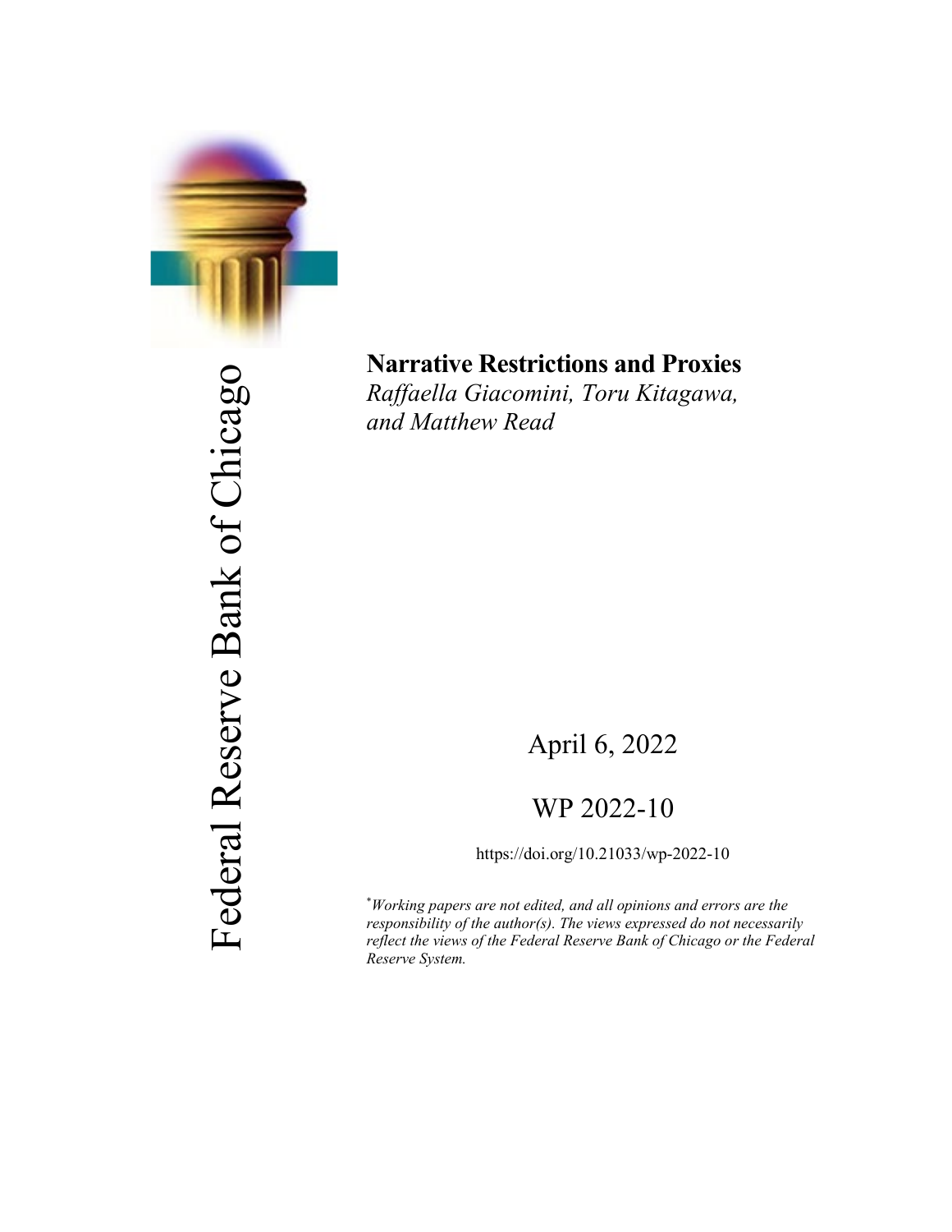Federal Reserve Bank of Chicago

# Narrative Restrictions and Proxies

*Raffaella Giacomini, Toru Kitagawa, and Matthew Read*

April 6, 2022

WP 2022-10

https://doi.org/10.21033/wp-2022-10

[*] *Working papers are not edited, and all opinions and errors are the responsibility of the author(s). The views expressed do not necessarily reflect the views of the Federal Reserve Bank of Chicago or the Federal Reserve System.*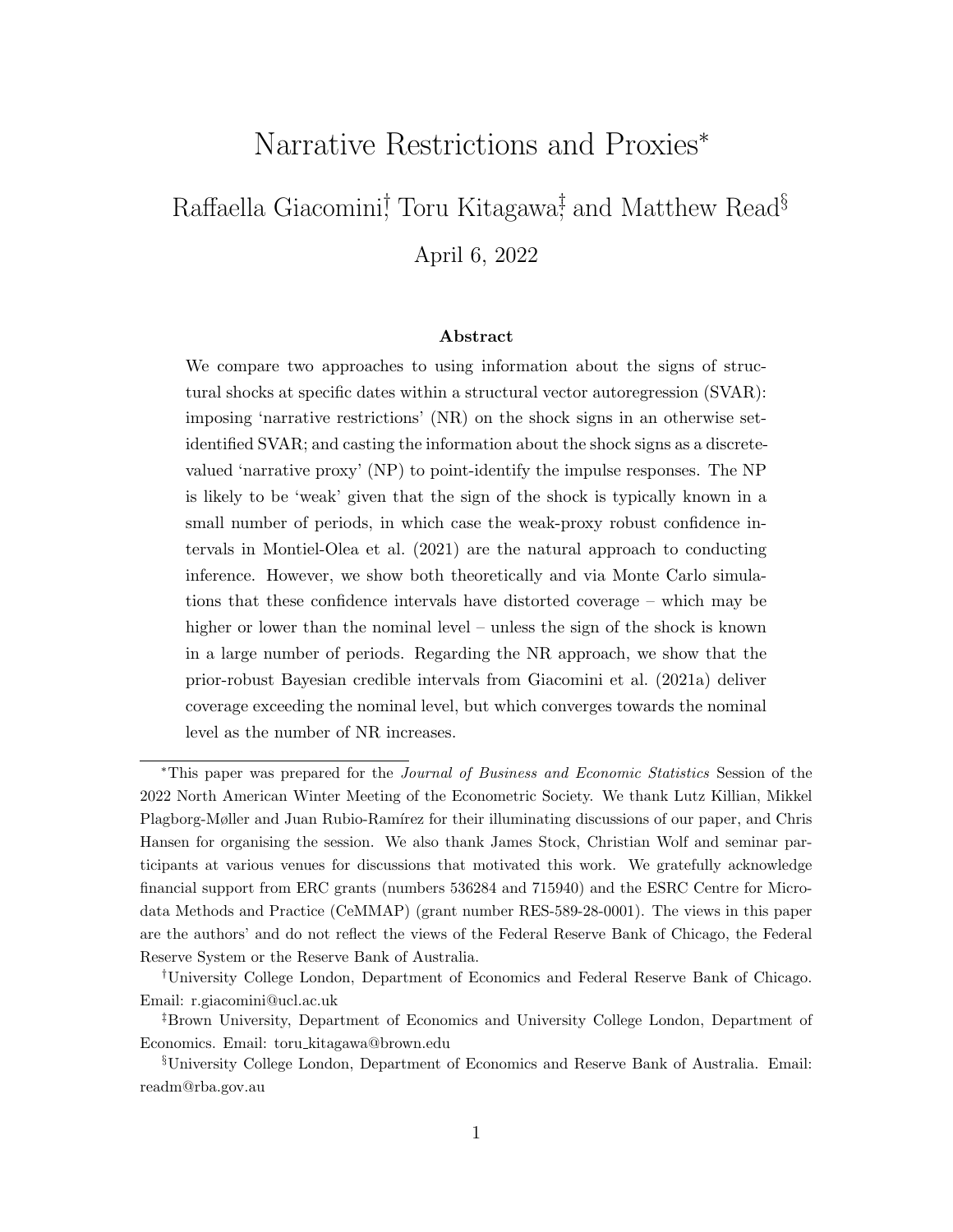# Narrative Restrictions and Proxies*

Raffaella Giacomini[†], Toru Kitagawa[‡], and Matthew Read[§]

April 6, 2022

### Abstract

We compare two approaches to using information about the signs of structural shocks at specific dates within a structural vector autoregression (SVAR): imposing 'narrative restrictions' (NR) on the shock signs in an otherwise set-identified SVAR; and casting the information about the shock signs as a discrete-valued 'narrative proxy' (NP) to point-identify the impulse responses. The NP is likely to be 'weak' given that the sign of the shock is typically known in a small number of periods, in which case the weak-proxy robust confidence intervals in Montiel-Olea et al. (2021) are the natural approach to conducting inference. However, we show both theoretically and via Monte Carlo simulations that these confidence intervals have distorted coverage – which may be higher or lower than the nominal level – unless the sign of the shock is known in a large number of periods. Regarding the NR approach, we show that the prior-robust Bayesian credible intervals from Giacomini et al. (2021a) deliver coverage exceeding the nominal level, but which converges towards the nominal level as the number of NR increases.

---

*This paper was prepared for the *Journal of Business and Economic Statistics* Session of the 2022 North American Winter Meeting of the Econometric Society. We thank Lutz Killian, Mikkel Plagborg-Møller and Juan Rubio-Ramírez for their illuminating discussions of our paper, and Chris Hansen for organising the session. We also thank James Stock, Christian Wolf and seminar participants at various venues for discussions that motivated this work. We gratefully acknowledge financial support from ERC grants (numbers 536284 and 715940) and the ESRC Centre for Microdata Methods and Practice (CeMMAP) (grant number RES-589-28-0001). The views in this paper are the authors' and do not reflect the views of the Federal Reserve Bank of Chicago, the Federal Reserve System or the Reserve Bank of Australia.

[†]University College London, Department of Economics and Federal Reserve Bank of Chicago. Email: r.giacomini@ucl.ac.uk

[‡]Brown University, Department of Economics and University College London, Department of Economics. Email: toru_kitagawa@brown.edu

[§]University College London, Department of Economics and Reserve Bank of Australia. Email: readm@rba.gov.au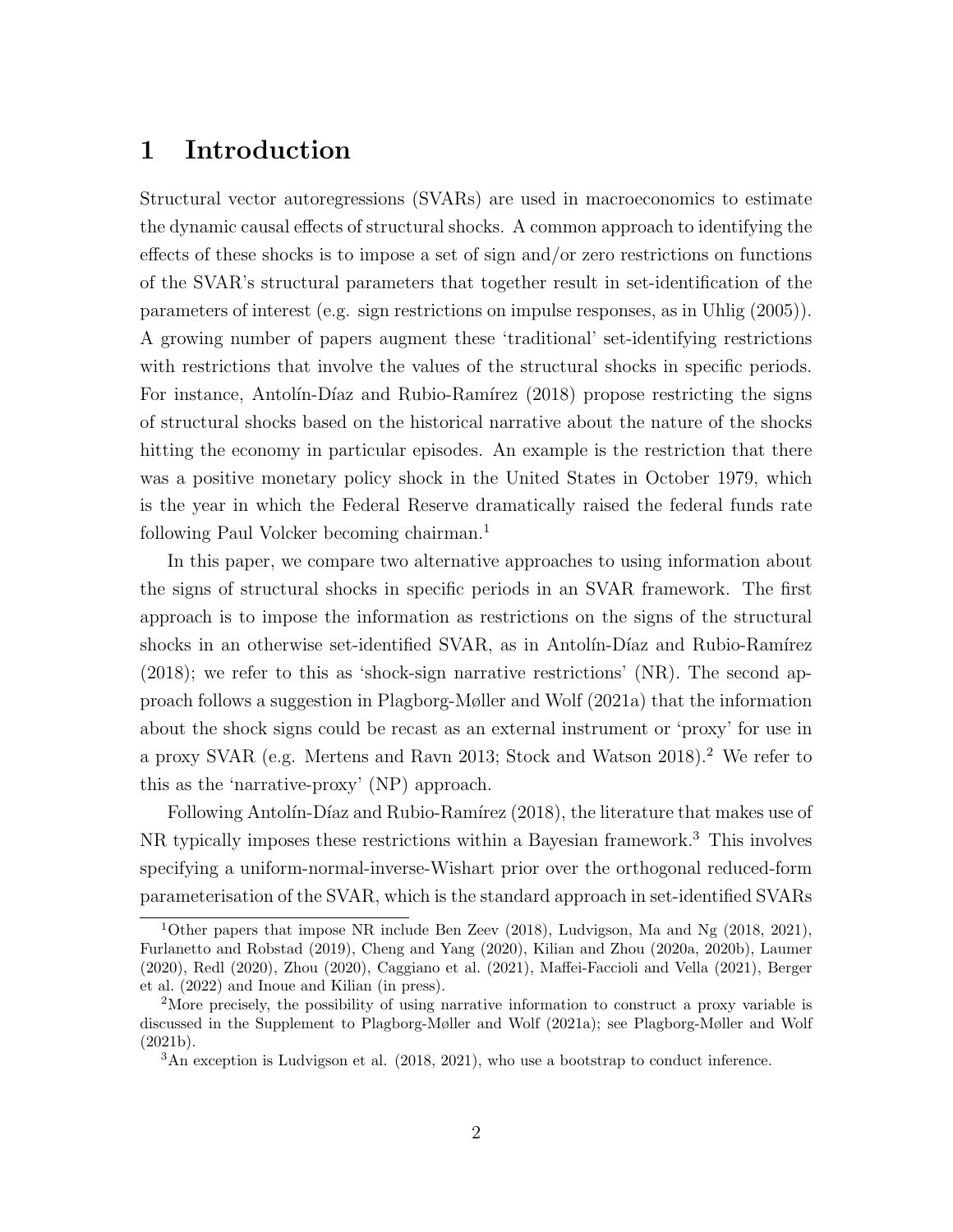# 1 Introduction

Structural vector autoregressions (SVARs) are used in macroeconomics to estimate the dynamic causal effects of structural shocks. A common approach to identifying the effects of these shocks is to impose a set of sign and/or zero restrictions on functions of the SVAR's structural parameters that together result in set-identification of the parameters of interest (e.g. sign restrictions on impulse responses, as in Uhlig (2005)). A growing number of papers augment these 'traditional' set-identifying restrictions with restrictions that involve the values of the structural shocks in specific periods. For instance, Antolín-Díaz and Rubio-Ramírez (2018) propose restricting the signs of structural shocks based on the historical narrative about the nature of the shocks hitting the economy in particular episodes. An example is the restriction that there was a positive monetary policy shock in the United States in October 1979, which is the year in which the Federal Reserve dramatically raised the federal funds rate following Paul Volcker becoming chairman.[1]

In this paper, we compare two alternative approaches to using information about the signs of structural shocks in specific periods in an SVAR framework. The first approach is to impose the information as restrictions on the signs of the structural shocks in an otherwise set-identified SVAR, as in Antolín-Díaz and Rubio-Ramírez (2018); we refer to this as 'shock-sign narrative restrictions' (NR). The second approach follows a suggestion in Plagborg-Møller and Wolf (2021a) that the information about the shock signs could be recast as an external instrument or 'proxy' for use in a proxy SVAR (e.g. Mertens and Ravn 2013; Stock and Watson 2018).[2] We refer to this as the 'narrative-proxy' (NP) approach.

Following Antolín-Díaz and Rubio-Ramírez (2018), the literature that makes use of NR typically imposes these restrictions within a Bayesian framework.[3] This involves specifying a uniform-normal-inverse-Wishart prior over the orthogonal reduced-form parameterisation of the SVAR, which is the standard approach in set-identified SVARs

[1] Other papers that impose NR include Ben Zeev (2018), Ludvigson, Ma and Ng (2018, 2021), Furlanetto and Robstad (2019), Cheng and Yang (2020), Kilian and Zhou (2020a, 2020b), Laumer (2020), Redl (2020), Zhou (2020), Caggiano et al. (2021), Maffei-Faccioli and Vella (2021), Berger et al. (2022) and Inoue and Kilian (in press).

[2] More precisely, the possibility of using narrative information to construct a proxy variable is discussed in the Supplement to Plagborg-Møller and Wolf (2021a); see Plagborg-Møller and Wolf (2021b).

[3] An exception is Ludvigson et al. (2018, 2021), who use a bootstrap to conduct inference.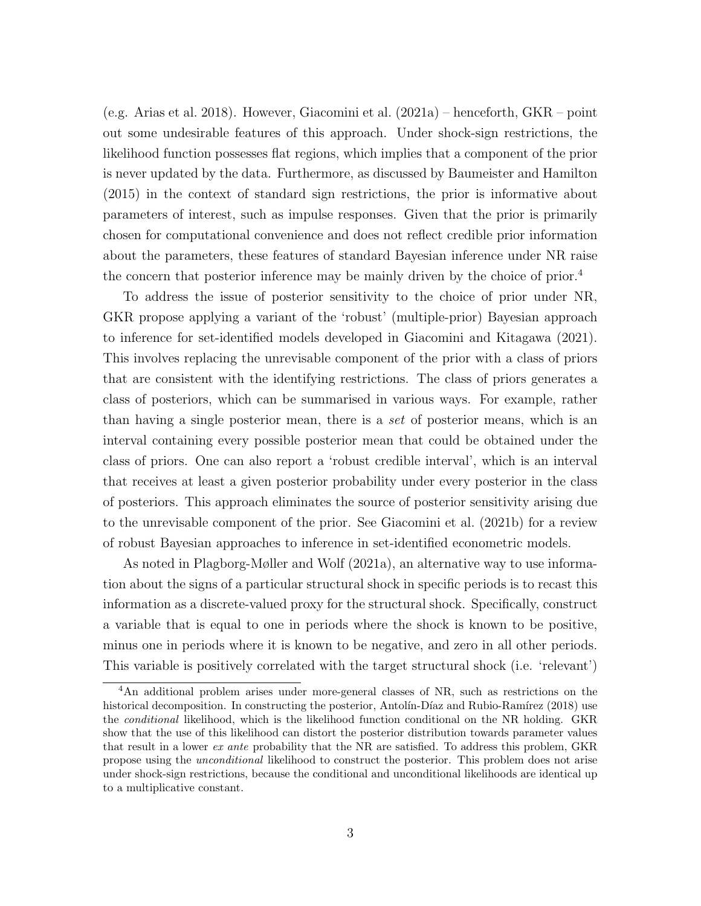(e.g. Arias et al. 2018). However, Giacomini et al. (2021a) – henceforth, GKR – point out some undesirable features of this approach. Under shock-sign restrictions, the likelihood function possesses flat regions, which implies that a component of the prior is never updated by the data. Furthermore, as discussed by Baumeister and Hamilton (2015) in the context of standard sign restrictions, the prior is informative about parameters of interest, such as impulse responses. Given that the prior is primarily chosen for computational convenience and does not reflect credible prior information about the parameters, these features of standard Bayesian inference under NR raise the concern that posterior inference may be mainly driven by the choice of prior.[4]

To address the issue of posterior sensitivity to the choice of prior under NR, GKR propose applying a variant of the 'robust' (multiple-prior) Bayesian approach to inference for set-identified models developed in Giacomini and Kitagawa (2021). This involves replacing the unrevisable component of the prior with a class of priors that are consistent with the identifying restrictions. The class of priors generates a class of posteriors, which can be summarised in various ways. For example, rather than having a single posterior mean, there is a *set* of posterior means, which is an interval containing every possible posterior mean that could be obtained under the class of priors. One can also report a 'robust credible interval', which is an interval that receives at least a given posterior probability under every posterior in the class of posteriors. This approach eliminates the source of posterior sensitivity arising due to the unrevisable component of the prior. See Giacomini et al. (2021b) for a review of robust Bayesian approaches to inference in set-identified econometric models.

As noted in Plagborg-Møller and Wolf (2021a), an alternative way to use information about the signs of a particular structural shock in specific periods is to recast this information as a discrete-valued proxy for the structural shock. Specifically, construct a variable that is equal to one in periods where the shock is known to be positive, minus one in periods where it is known to be negative, and zero in all other periods. This variable is positively correlated with the target structural shock (i.e. 'relevant')

[4] An additional problem arises under more-general classes of NR, such as restrictions on the historical decomposition. In constructing the posterior, Antolín-Díaz and Rubio-Ramírez (2018) use the *conditional* likelihood, which is the likelihood function conditional on the NR holding. GKR show that the use of this likelihood can distort the posterior distribution towards parameter values that result in a lower *ex ante* probability that the NR are satisfied. To address this problem, GKR propose using the *unconditional* likelihood to construct the posterior. This problem does not arise under shock-sign restrictions, because the conditional and unconditional likelihoods are identical up to a multiplicative constant.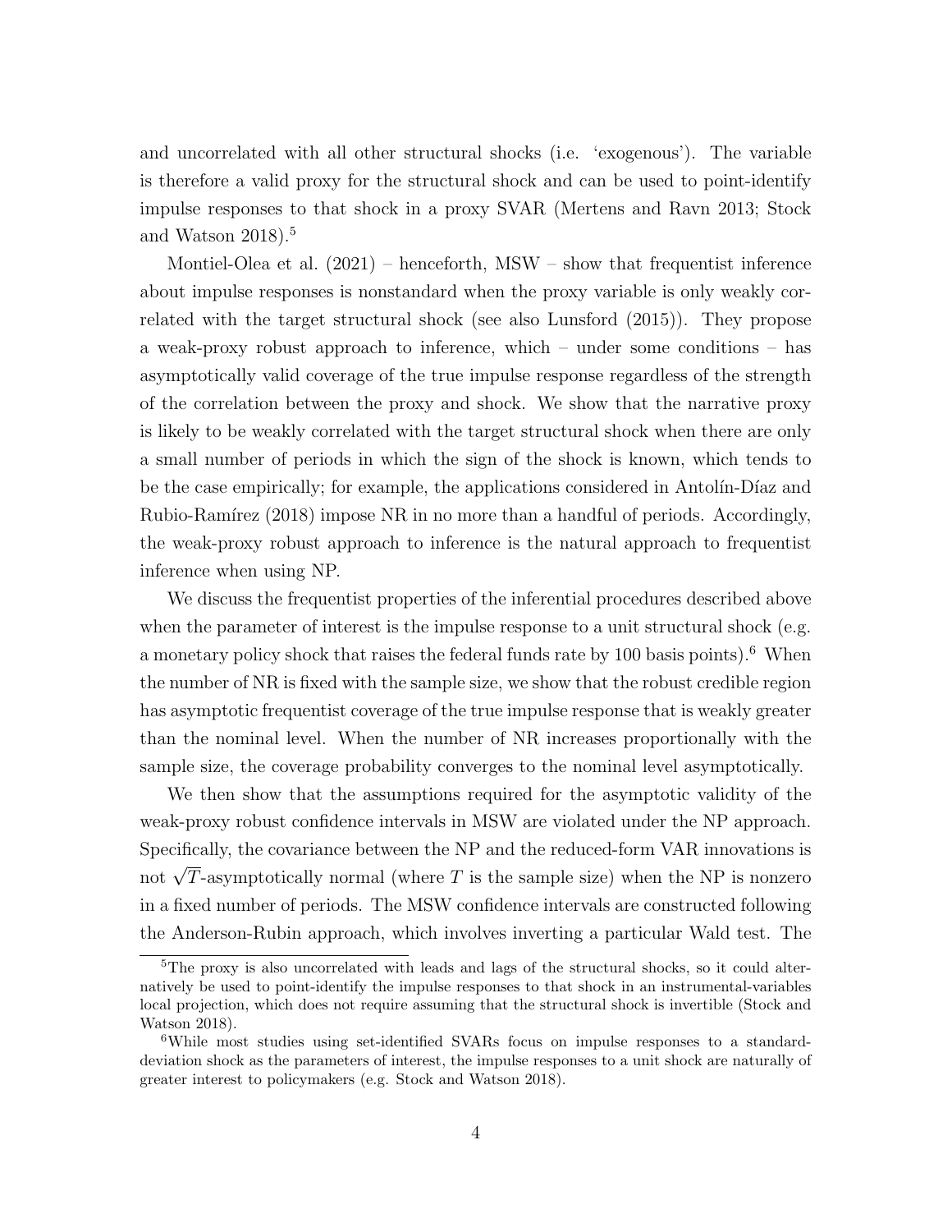and uncorrelated with all other structural shocks (i.e. 'exogenous'). The variable is therefore a valid proxy for the structural shock and can be used to point-identify impulse responses to that shock in a proxy SVAR (Mertens and Ravn 2013; Stock and Watson 2018).[5]

Montiel-Olea et al. (2021) – henceforth, MSW – show that frequentist inference about impulse responses is nonstandard when the proxy variable is only weakly correlated with the target structural shock (see also Lunsford (2015)). They propose a weak-proxy robust approach to inference, which – under some conditions – has asymptotically valid coverage of the true impulse response regardless of the strength of the correlation between the proxy and shock. We show that the narrative proxy is likely to be weakly correlated with the target structural shock when there are only a small number of periods in which the sign of the shock is known, which tends to be the case empirically; for example, the applications considered in Antolín-Díaz and Rubio-Ramírez (2018) impose NR in no more than a handful of periods. Accordingly, the weak-proxy robust approach to inference is the natural approach to frequentist inference when using NP.

We discuss the frequentist properties of the inferential procedures described above when the parameter of interest is the impulse response to a unit structural shock (e.g. a monetary policy shock that raises the federal funds rate by 100 basis points).[6] When the number of NR is fixed with the sample size, we show that the robust credible region has asymptotic frequentist coverage of the true impulse response that is weakly greater than the nominal level. When the number of NR increases proportionally with the sample size, the coverage probability converges to the nominal level asymptotically.

We then show that the assumptions required for the asymptotic validity of the weak-proxy robust confidence intervals in MSW are violated under the NP approach. Specifically, the covariance between the NP and the reduced-form VAR innovations is not $\sqrt{T}$-asymptotically normal (where $T$ is the sample size) when the NP is nonzero in a fixed number of periods. The MSW confidence intervals are constructed following the Anderson-Rubin approach, which involves inverting a particular Wald test. The

[5]The proxy is also uncorrelated with leads and lags of the structural shocks, so it could alternatively be used to point-identify the impulse responses to that shock in an instrumental-variables local projection, which does not require assuming that the structural shock is invertible (Stock and Watson 2018).

[6]While most studies using set-identified SVARs focus on impulse responses to a standard-deviation shock as the parameters of interest, the impulse responses to a unit shock are naturally of greater interest to policymakers (e.g. Stock and Watson 2018).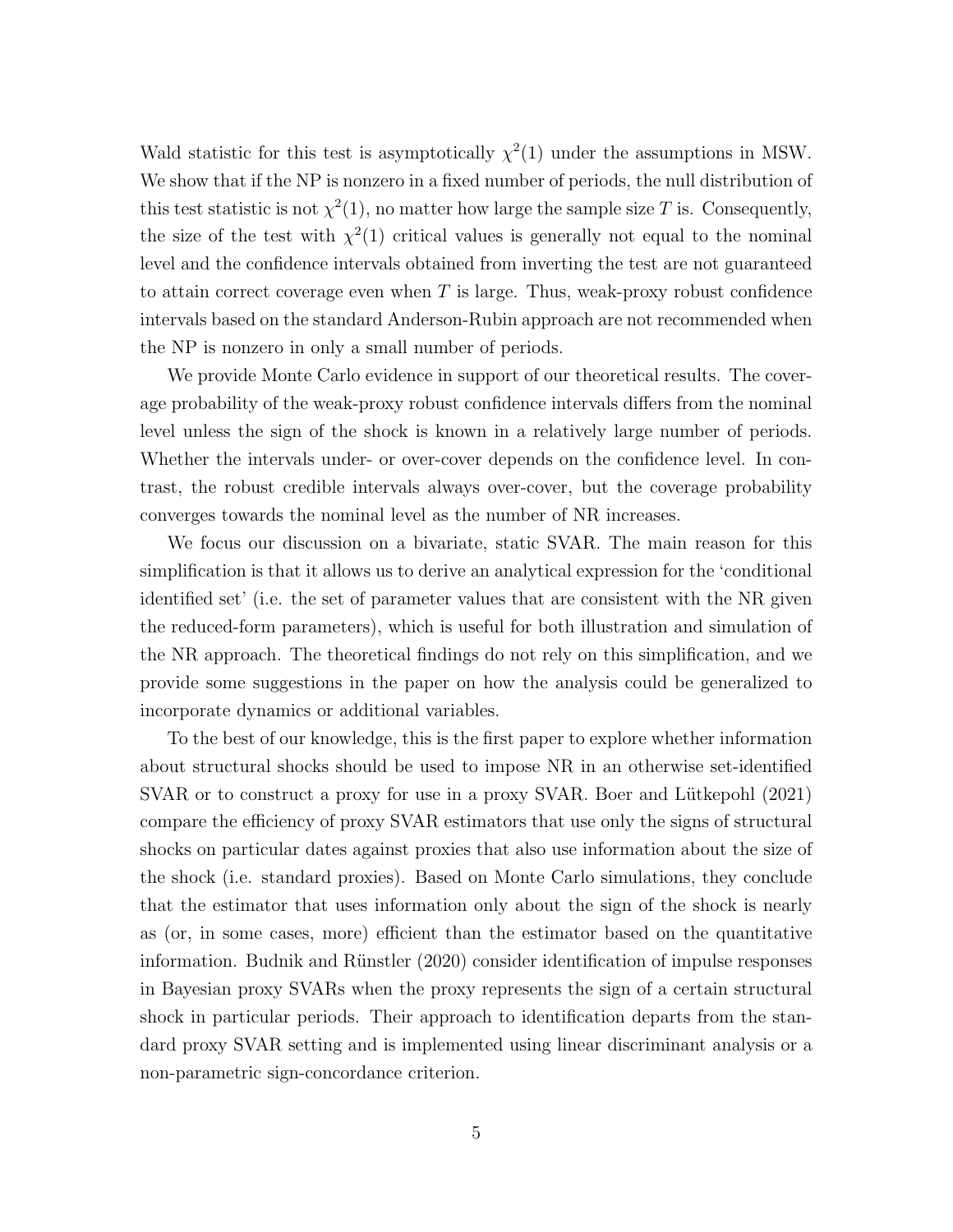Wald statistic for this test is asymptotically $\chi^2(1)$ under the assumptions in MSW. We show that if the NP is nonzero in a fixed number of periods, the null distribution of this test statistic is not $\chi^2(1)$, no matter how large the sample size $T$ is. Consequently, the size of the test with $\chi^2(1)$ critical values is generally not equal to the nominal level and the confidence intervals obtained from inverting the test are not guaranteed to attain correct coverage even when $T$ is large. Thus, weak-proxy robust confidence intervals based on the standard Anderson-Rubin approach are not recommended when the NP is nonzero in only a small number of periods.

We provide Monte Carlo evidence in support of our theoretical results. The coverage probability of the weak-proxy robust confidence intervals differs from the nominal level unless the sign of the shock is known in a relatively large number of periods. Whether the intervals under- or over-cover depends on the confidence level. In contrast, the robust credible intervals always over-cover, but the coverage probability converges towards the nominal level as the number of NR increases.

We focus our discussion on a bivariate, static SVAR. The main reason for this simplification is that it allows us to derive an analytical expression for the 'conditional identified set' (i.e. the set of parameter values that are consistent with the NR given the reduced-form parameters), which is useful for both illustration and simulation of the NR approach. The theoretical findings do not rely on this simplification, and we provide some suggestions in the paper on how the analysis could be generalized to incorporate dynamics or additional variables.

To the best of our knowledge, this is the first paper to explore whether information about structural shocks should be used to impose NR in an otherwise set-identified SVAR or to construct a proxy for use in a proxy SVAR. Boer and Lütkepohl (2021) compare the efficiency of proxy SVAR estimators that use only the signs of structural shocks on particular dates against proxies that also use information about the size of the shock (i.e. standard proxies). Based on Monte Carlo simulations, they conclude that the estimator that uses information only about the sign of the shock is nearly as (or, in some cases, more) efficient than the estimator based on the quantitative information. Budnik and Rünstler (2020) consider identification of impulse responses in Bayesian proxy SVARs when the proxy represents the sign of a certain structural shock in particular periods. Their approach to identification departs from the standard proxy SVAR setting and is implemented using linear discriminant analysis or a non-parametric sign-concordance criterion.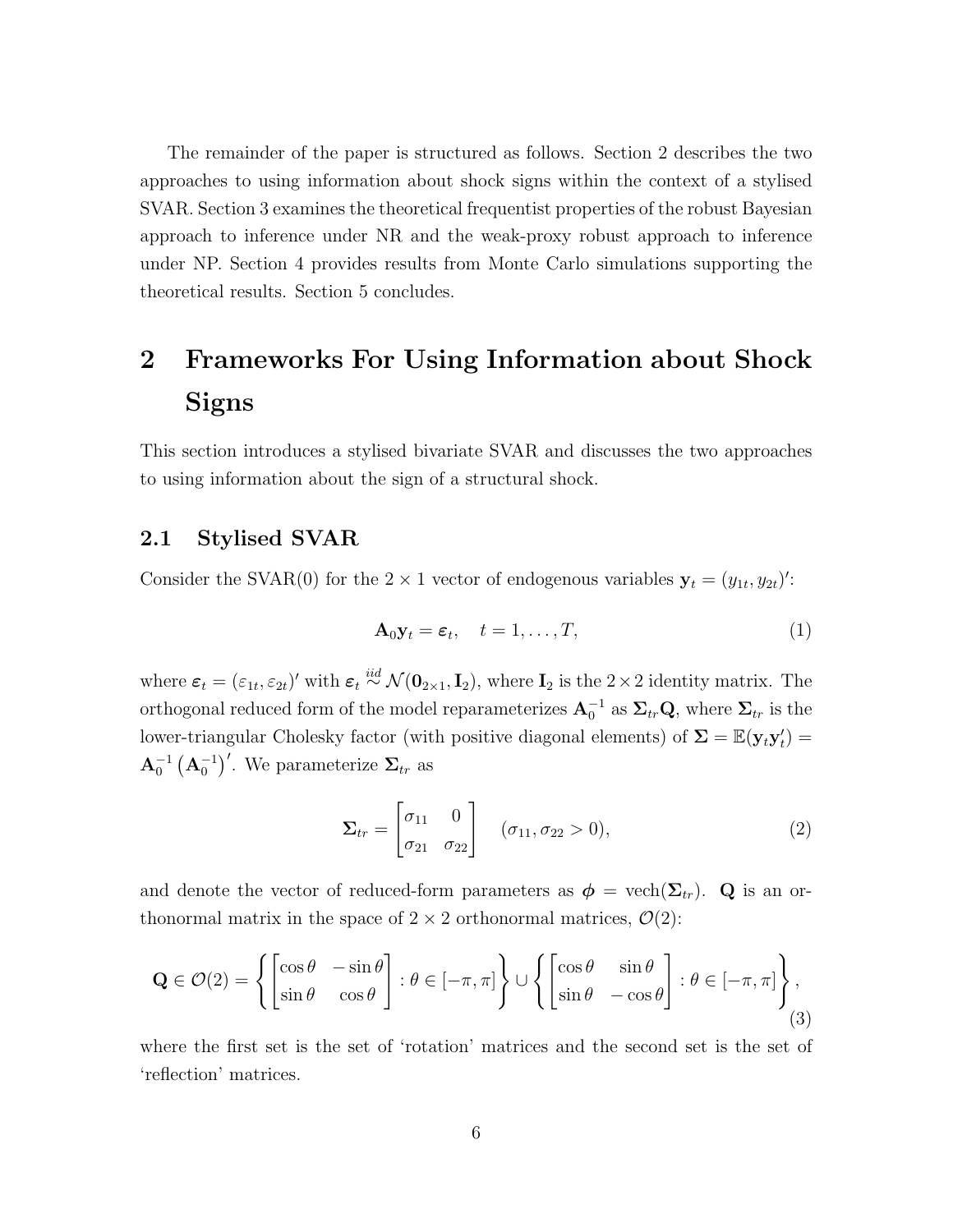The remainder of the paper is structured as follows. Section 2 describes the two approaches to using information about shock signs within the context of a stylised SVAR. Section 3 examines the theoretical frequentist properties of the robust Bayesian approach to inference under NR and the weak-proxy robust approach to inference under NP. Section 4 provides results from Monte Carlo simulations supporting the theoretical results. Section 5 concludes.

# 2 Frameworks For Using Information about Shock Signs

This section introduces a stylised bivariate SVAR and discusses the two approaches to using information about the sign of a structural shock.

## 2.1 Stylised SVAR

Consider the SVAR(0) for the $2 \times 1$ vector of endogenous variables $\mathbf{y}_t = (y_{1t}, y_{2t})'$:

$$\mathbf{A}_0 \mathbf{y}_t = \boldsymbol{\varepsilon}_t, \quad t = 1, \ldots, T, \tag{1}$$

where $\boldsymbol{\varepsilon}_t = (\varepsilon_{1t}, \varepsilon_{2t})'$ with $\boldsymbol{\varepsilon}_t \overset{iid}{\sim} \mathcal{N}(\mathbf{0}_{2\times 1}, \mathbf{I}_2)$, where $\mathbf{I}_2$ is the $2 \times 2$ identity matrix. The orthogonal reduced form of the model reparameterizes $\mathbf{A}_0^{-1}$ as $\boldsymbol{\Sigma}_{tr}\mathbf{Q}$, where $\boldsymbol{\Sigma}_{tr}$ is the lower-triangular Cholesky factor (with positive diagonal elements) of $\boldsymbol{\Sigma} = \mathbb{E}(\mathbf{y}_t \mathbf{y}_t') = \mathbf{A}_0^{-1}\left(\mathbf{A}_0^{-1}\right)'$. We parameterize $\boldsymbol{\Sigma}_{tr}$ as

$$\boldsymbol{\Sigma}_{tr} = \begin{bmatrix} \sigma_{11} & 0 \\ \sigma_{21} & \sigma_{22} \end{bmatrix} \quad (\sigma_{11}, \sigma_{22} > 0), \tag{2}$$

and denote the vector of reduced-form parameters as $\boldsymbol{\phi} = \text{vech}(\boldsymbol{\Sigma}_{tr})$. $\mathbf{Q}$ is an orthonormal matrix in the space of $2 \times 2$ orthonormal matrices, $\mathcal{O}(2)$:

$$\mathbf{Q} \in \mathcal{O}(2) = \left\{ \begin{bmatrix} \cos\theta & -\sin\theta \\ \sin\theta & \cos\theta \end{bmatrix} : \theta \in [-\pi, \pi] \right\} \cup \left\{ \begin{bmatrix} \cos\theta & \sin\theta \\ \sin\theta & -\cos\theta \end{bmatrix} : \theta \in [-\pi, \pi] \right\}, \tag{3}$$

where the first set is the set of 'rotation' matrices and the second set is the set of 'reflection' matrices.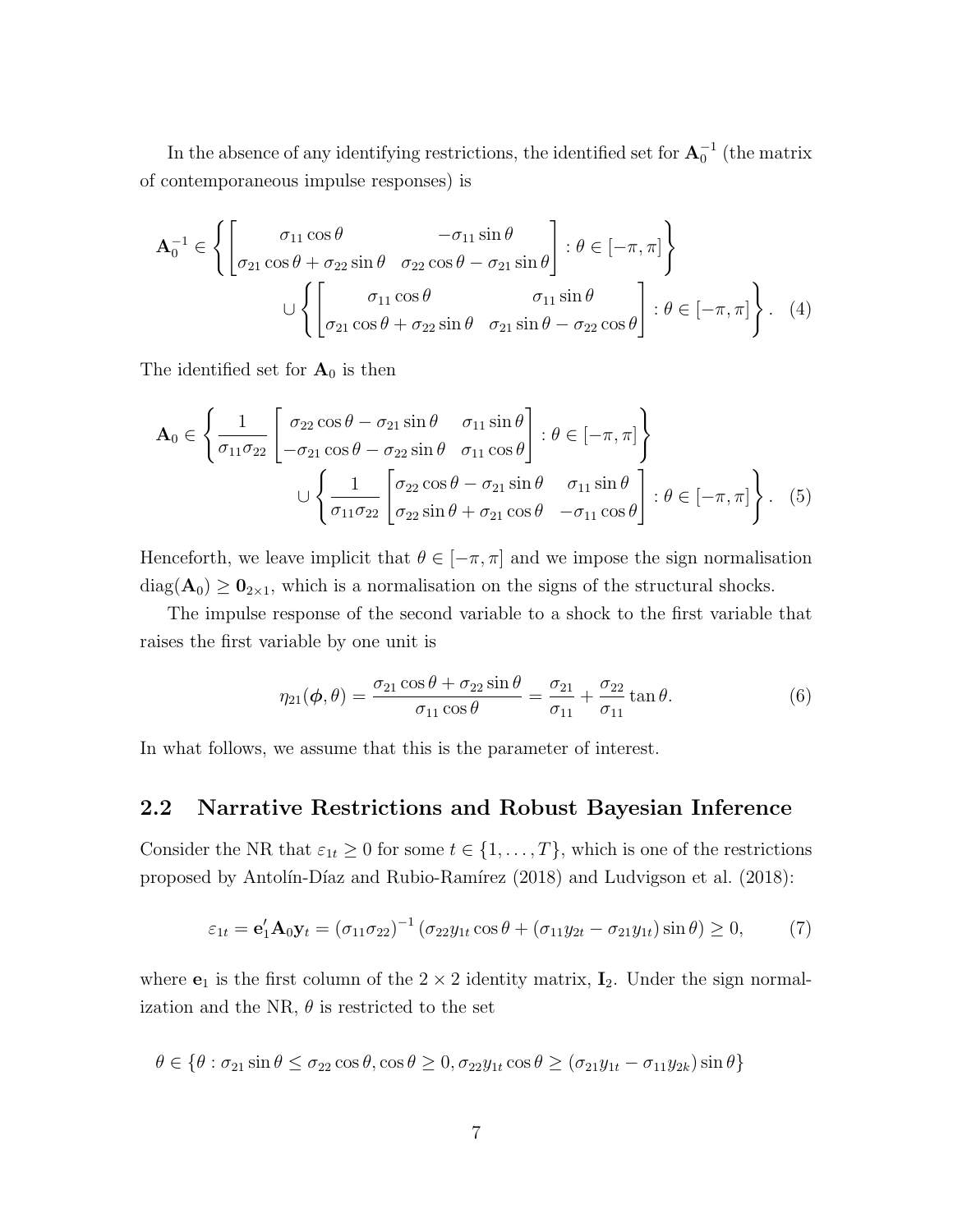In the absence of any identifying restrictions, the identified set for $\mathbf{A}_0^{-1}$ (the matrix of contemporaneous impulse responses) is

$$\mathbf{A}_0^{-1} \in \left\{ \begin{bmatrix} \sigma_{11}\cos\theta & -\sigma_{11}\sin\theta \\ \sigma_{21}\cos\theta + \sigma_{22}\sin\theta & \sigma_{22}\cos\theta - \sigma_{21}\sin\theta \end{bmatrix} : \theta \in [-\pi, \pi] \right\}$$
$$\cup \left\{ \begin{bmatrix} \sigma_{11}\cos\theta & \sigma_{11}\sin\theta \\ \sigma_{21}\cos\theta + \sigma_{22}\sin\theta & \sigma_{21}\sin\theta - \sigma_{22}\cos\theta \end{bmatrix} : \theta \in [-\pi, \pi] \right\}. \quad (4)$$

The identified set for $\mathbf{A}_0$ is then

$$\mathbf{A}_0 \in \left\{ \frac{1}{\sigma_{11}\sigma_{22}} \begin{bmatrix} \sigma_{22}\cos\theta - \sigma_{21}\sin\theta & \sigma_{11}\sin\theta \\ -\sigma_{21}\cos\theta - \sigma_{22}\sin\theta & \sigma_{11}\cos\theta \end{bmatrix} : \theta \in [-\pi, \pi] \right\}$$
$$\cup \left\{ \frac{1}{\sigma_{11}\sigma_{22}} \begin{bmatrix} \sigma_{22}\cos\theta - \sigma_{21}\sin\theta & \sigma_{11}\sin\theta \\ \sigma_{22}\sin\theta + \sigma_{21}\cos\theta & -\sigma_{11}\cos\theta \end{bmatrix} : \theta \in [-\pi, \pi] \right\}. \quad (5)$$

Henceforth, we leave implicit that $\theta \in [-\pi, \pi]$ and we impose the sign normalisation $\text{diag}(\mathbf{A}_0) \geq \mathbf{0}_{2\times 1}$, which is a normalisation on the signs of the structural shocks.

The impulse response of the second variable to a shock to the first variable that raises the first variable by one unit is

$$\eta_{21}(\boldsymbol{\phi}, \theta) = \frac{\sigma_{21}\cos\theta + \sigma_{22}\sin\theta}{\sigma_{11}\cos\theta} = \frac{\sigma_{21}}{\sigma_{11}} + \frac{\sigma_{22}}{\sigma_{11}}\tan\theta. \quad (6)$$

In what follows, we assume that this is the parameter of interest.

## 2.2 Narrative Restrictions and Robust Bayesian Inference

Consider the NR that $\varepsilon_{1t} \geq 0$ for some $t \in \{1, \ldots, T\}$, which is one of the restrictions proposed by Antolín-Díaz and Rubio-Ramírez (2018) and Ludvigson et al. (2018):

$$\varepsilon_{1t} = \mathbf{e}_1'\mathbf{A}_0\mathbf{y}_t = (\sigma_{11}\sigma_{22})^{-1}(\sigma_{22}y_{1t}\cos\theta + (\sigma_{11}y_{2t} - \sigma_{21}y_{1t})\sin\theta) \geq 0, \quad (7)$$

where $\mathbf{e}_1$ is the first column of the $2 \times 2$ identity matrix, $\mathbf{I}_2$. Under the sign normalization and the NR, $\theta$ is restricted to the set

$$\theta \in \{\theta : \sigma_{21}\sin\theta \leq \sigma_{22}\cos\theta, \cos\theta \geq 0, \sigma_{22}y_{1t}\cos\theta \geq (\sigma_{21}y_{1t} - \sigma_{11}y_{2k})\sin\theta\}$$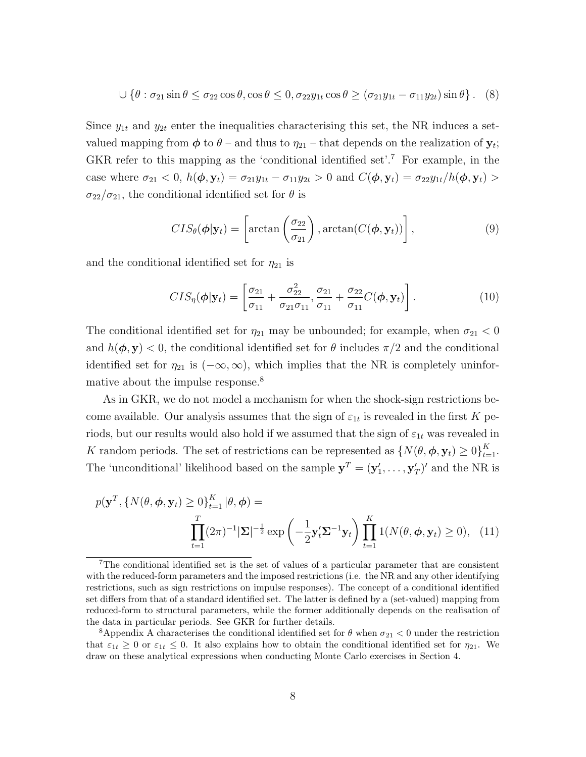$$\cup \left\{\theta : \sigma_{21}\sin\theta \leq \sigma_{22}\cos\theta, \cos\theta \leq 0, \sigma_{22}y_{1t}\cos\theta \geq (\sigma_{21}y_{1t} - \sigma_{11}y_{2t})\sin\theta\right\}. \quad (8)$$

Since $y_{1t}$ and $y_{2t}$ enter the inequalities characterising this set, the NR induces a set-valued mapping from $\boldsymbol{\phi}$ to $\theta$ – and thus to $\eta_{21}$ – that depends on the realization of $\mathbf{y}_t$; GKR refer to this mapping as the 'conditional identified set'.[7] For example, in the case where $\sigma_{21} < 0$, $h(\boldsymbol{\phi}, \mathbf{y}_t) = \sigma_{21}y_{1t} - \sigma_{11}y_{2t} > 0$ and $C(\boldsymbol{\phi}, \mathbf{y}_t) = \sigma_{22}y_{1t}/h(\boldsymbol{\phi}, \mathbf{y}_t) > \sigma_{22}/\sigma_{21}$, the conditional identified set for $\theta$ is

$$CIS_{\theta}(\boldsymbol{\phi}|\mathbf{y}_t) = \left[\arctan\left(\frac{\sigma_{22}}{\sigma_{21}}\right), \arctan(C(\boldsymbol{\phi}, \mathbf{y}_t))\right], \quad (9)$$

and the conditional identified set for $\eta_{21}$ is

$$CIS_{\eta}(\boldsymbol{\phi}|\mathbf{y}_t) = \left[\frac{\sigma_{21}}{\sigma_{11}} + \frac{\sigma_{22}^2}{\sigma_{21}\sigma_{11}}, \frac{\sigma_{21}}{\sigma_{11}} + \frac{\sigma_{22}}{\sigma_{11}}C(\boldsymbol{\phi}, \mathbf{y}_t)\right]. \quad (10)$$

The conditional identified set for $\eta_{21}$ may be unbounded; for example, when $\sigma_{21} < 0$ and $h(\boldsymbol{\phi}, \mathbf{y}) < 0$, the conditional identified set for $\theta$ includes $\pi/2$ and the conditional identified set for $\eta_{21}$ is $(-\infty, \infty)$, which implies that the NR is completely uninformative about the impulse response.[8]

As in GKR, we do not model a mechanism for when the shock-sign restrictions become available. Our analysis assumes that the sign of $\varepsilon_{1t}$ is revealed in the first $K$ periods, but our results would also hold if we assumed that the sign of $\varepsilon_{1t}$ was revealed in $K$ random periods. The set of restrictions can be represented as $\{N(\theta, \boldsymbol{\phi}, \mathbf{y}_t) \geq 0\}_{t=1}^{K}$. The 'unconditional' likelihood based on the sample $\mathbf{y}^T = (\mathbf{y}_1', \ldots, \mathbf{y}_T')'$ and the NR is

$$p(\mathbf{y}^T, \{N(\theta, \boldsymbol{\phi}, \mathbf{y}_t) \geq 0\}_{t=1}^{K} | \theta, \boldsymbol{\phi}) = \prod_{t=1}^{T}(2\pi)^{-1}|\boldsymbol{\Sigma}|^{-\frac{1}{2}}\exp\left(-\frac{1}{2}\mathbf{y}_t'\boldsymbol{\Sigma}^{-1}\mathbf{y}_t\right)\prod_{t=1}^{K}1(N(\theta, \boldsymbol{\phi}, \mathbf{y}_t) \geq 0), \quad (11)$$

[7] The conditional identified set is the set of values of a particular parameter that are consistent with the reduced-form parameters and the imposed restrictions (i.e. the NR and any other identifying restrictions, such as sign restrictions on impulse responses). The concept of a conditional identified set differs from that of a standard identified set. The latter is defined by a (set-valued) mapping from reduced-form to structural parameters, while the former additionally depends on the realisation of the data in particular periods. See GKR for further details.

[8] Appendix A characterises the conditional identified set for $\theta$ when $\sigma_{21} < 0$ under the restriction that $\varepsilon_{1t} \geq 0$ or $\varepsilon_{1t} \leq 0$. It also explains how to obtain the conditional identified set for $\eta_{21}$. We draw on these analytical expressions when conducting Monte Carlo exercises in Section 4.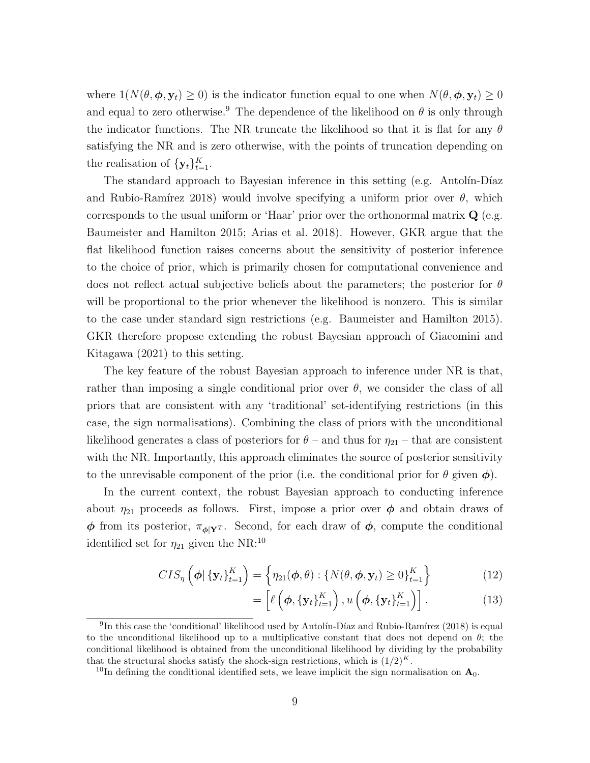where $1(N(\theta, \boldsymbol{\phi}, \mathbf{y}_t) \geq 0)$ is the indicator function equal to one when $N(\theta, \boldsymbol{\phi}, \mathbf{y}_t) \geq 0$ and equal to zero otherwise.[9] The dependence of the likelihood on $\theta$ is only through the indicator functions. The NR truncate the likelihood so that it is flat for any $\theta$ satisfying the NR and is zero otherwise, with the points of truncation depending on the realisation of $\{\mathbf{y}_t\}_{t=1}^{K}$.

The standard approach to Bayesian inference in this setting (e.g. Antolín-Díaz and Rubio-Ramírez 2018) would involve specifying a uniform prior over $\theta$, which corresponds to the usual uniform or 'Haar' prior over the orthonormal matrix $\mathbf{Q}$ (e.g. Baumeister and Hamilton 2015; Arias et al. 2018). However, GKR argue that the flat likelihood function raises concerns about the sensitivity of posterior inference to the choice of prior, which is primarily chosen for computational convenience and does not reflect actual subjective beliefs about the parameters; the posterior for $\theta$ will be proportional to the prior whenever the likelihood is nonzero. This is similar to the case under standard sign restrictions (e.g. Baumeister and Hamilton 2015). GKR therefore propose extending the robust Bayesian approach of Giacomini and Kitagawa (2021) to this setting.

The key feature of the robust Bayesian approach to inference under NR is that, rather than imposing a single conditional prior over $\theta$, we consider the class of all priors that are consistent with any 'traditional' set-identifying restrictions (in this case, the sign normalisations). Combining the class of priors with the unconditional likelihood generates a class of posteriors for $\theta$ – and thus for $\eta_{21}$ – that are consistent with the NR. Importantly, this approach eliminates the source of posterior sensitivity to the unrevisable component of the prior (i.e. the conditional prior for $\theta$ given $\boldsymbol{\phi}$).

In the current context, the robust Bayesian approach to conducting inference about $\eta_{21}$ proceeds as follows. First, impose a prior over $\boldsymbol{\phi}$ and obtain draws of $\boldsymbol{\phi}$ from its posterior, $\pi_{\boldsymbol{\phi}|\mathbf{Y}^T}$. Second, for each draw of $\boldsymbol{\phi}$, compute the conditional identified set for $\eta_{21}$ given the NR:[10]

$$CIS_{\eta}\left(\boldsymbol{\phi}|\left\{\mathbf{y}_t\right\}_{t=1}^{K}\right) = \left\{\eta_{21}(\boldsymbol{\phi}, \theta) : \left\{N(\theta, \boldsymbol{\phi}, \mathbf{y}_t) \geq 0\right\}_{t=1}^{K}\right\} \tag{12}$$

$$= \left[\ell\left(\boldsymbol{\phi}, \left\{\mathbf{y}_t\right\}_{t=1}^{K}\right), u\left(\boldsymbol{\phi}, \left\{\mathbf{y}_t\right\}_{t=1}^{K}\right)\right]. \tag{13}$$

[9] In this case the 'conditional' likelihood used by Antolín-Díaz and Rubio-Ramírez (2018) is equal to the unconditional likelihood up to a multiplicative constant that does not depend on $\theta$; the conditional likelihood is obtained from the unconditional likelihood by dividing by the probability that the structural shocks satisfy the shock-sign restrictions, which is $(1/2)^K$.

[10] In defining the conditional identified sets, we leave implicit the sign normalisation on $\mathbf{A}_0$.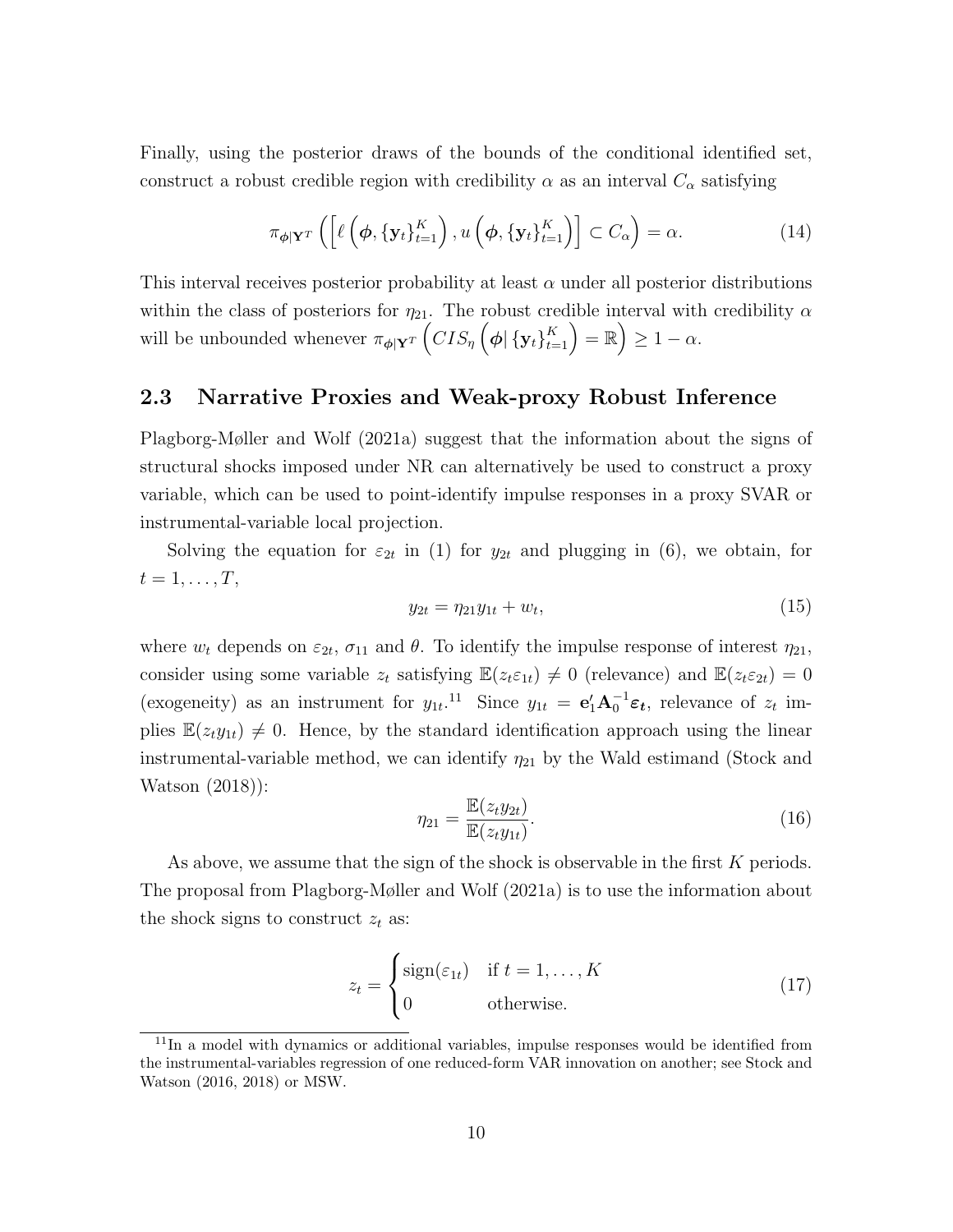Finally, using the posterior draws of the bounds of the conditional identified set, construct a robust credible region with credibility $\alpha$ as an interval $C_\alpha$ satisfying

$$\pi_{\boldsymbol{\phi}|\mathbf{Y}^T}\left(\left[\ell\left(\boldsymbol{\phi}, \{\mathbf{y}_t\}_{t=1}^K\right), u\left(\boldsymbol{\phi}, \{\mathbf{y}_t\}_{t=1}^K\right)\right] \subset C_\alpha\right) = \alpha. \tag{14}$$

This interval receives posterior probability at least $\alpha$ under all posterior distributions within the class of posteriors for $\eta_{21}$. The robust credible interval with credibility $\alpha$ will be unbounded whenever $\pi_{\boldsymbol{\phi}|\mathbf{Y}^T}\left(CIS_\eta\left(\boldsymbol{\phi}|\,\{\mathbf{y}_t\}_{t=1}^K\right) = \mathbb{R}\right) \geq 1 - \alpha$.

## 2.3 Narrative Proxies and Weak-proxy Robust Inference

Plagborg-Møller and Wolf (2021a) suggest that the information about the signs of structural shocks imposed under NR can alternatively be used to construct a proxy variable, which can be used to point-identify impulse responses in a proxy SVAR or instrumental-variable local projection.

Solving the equation for $\varepsilon_{2t}$ in (1) for $y_{2t}$ and plugging in (6), we obtain, for $t = 1, \ldots, T$,

$$y_{2t} = \eta_{21} y_{1t} + w_t, \tag{15}$$

where $w_t$ depends on $\varepsilon_{2t}$, $\sigma_{11}$ and $\theta$. To identify the impulse response of interest $\eta_{21}$, consider using some variable $z_t$ satisfying $\mathbb{E}(z_t \varepsilon_{1t}) \neq 0$ (relevance) and $\mathbb{E}(z_t \varepsilon_{2t}) = 0$ (exogeneity) as an instrument for $y_{1t}$.[11] Since $y_{1t} = \mathbf{e}_1' \mathbf{A}_0^{-1} \boldsymbol{\varepsilon_t}$, relevance of $z_t$ implies $\mathbb{E}(z_t y_{1t}) \neq 0$. Hence, by the standard identification approach using the linear instrumental-variable method, we can identify $\eta_{21}$ by the Wald estimand (Stock and Watson (2018)):

$$\eta_{21} = \frac{\mathbb{E}(z_t y_{2t})}{\mathbb{E}(z_t y_{1t})}. \tag{16}$$

As above, we assume that the sign of the shock is observable in the first $K$ periods. The proposal from Plagborg-Møller and Wolf (2021a) is to use the information about the shock signs to construct $z_t$ as:

$$z_t = \begin{cases} \text{sign}(\varepsilon_{1t}) & \text{if } t = 1, \ldots, K \\ 0 & \text{otherwise.} \end{cases} \tag{17}$$

[11] In a model with dynamics or additional variables, impulse responses would be identified from the instrumental-variables regression of one reduced-form VAR innovation on another; see Stock and Watson (2016, 2018) or MSW.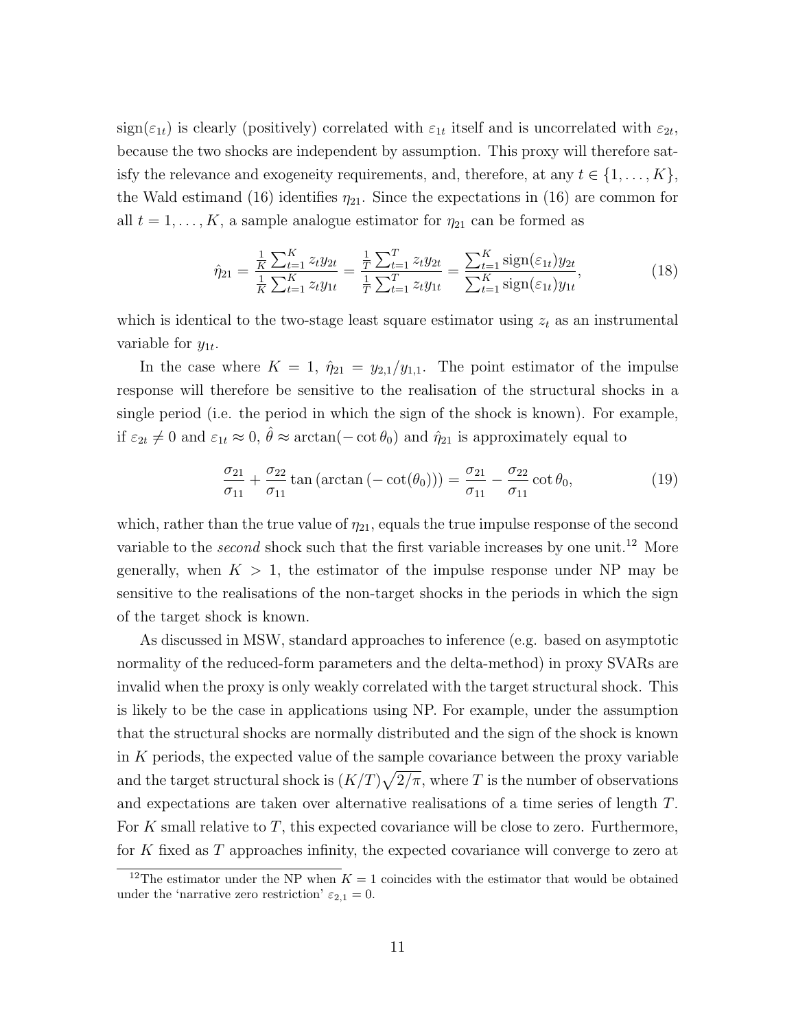$\text{sign}(\varepsilon_{1t})$ is clearly (positively) correlated with $\varepsilon_{1t}$ itself and is uncorrelated with $\varepsilon_{2t}$, because the two shocks are independent by assumption. This proxy will therefore satisfy the relevance and exogeneity requirements, and, therefore, at any $t \in \{1, \ldots, K\}$, the Wald estimand (16) identifies $\eta_{21}$. Since the expectations in (16) are common for all $t = 1, \ldots, K$, a sample analogue estimator for $\eta_{21}$ can be formed as

$$\hat{\eta}_{21} = \frac{\frac{1}{K}\sum_{t=1}^{K} z_t y_{2t}}{\frac{1}{K}\sum_{t=1}^{K} z_t y_{1t}} = \frac{\frac{1}{T}\sum_{t=1}^{T} z_t y_{2t}}{\frac{1}{T}\sum_{t=1}^{T} z_t y_{1t}} = \frac{\sum_{t=1}^{K} \text{sign}(\varepsilon_{1t}) y_{2t}}{\sum_{t=1}^{K} \text{sign}(\varepsilon_{1t}) y_{1t}}, \tag{18}$$

which is identical to the two-stage least square estimator using $z_t$ as an instrumental variable for $y_{1t}$.

In the case where $K = 1$, $\hat{\eta}_{21} = y_{2,1}/y_{1,1}$. The point estimator of the impulse response will therefore be sensitive to the realisation of the structural shocks in a single period (i.e. the period in which the sign of the shock is known). For example, if $\varepsilon_{2t} \neq 0$ and $\varepsilon_{1t} \approx 0$, $\hat{\theta} \approx \arctan(-\cot\theta_0)$ and $\hat{\eta}_{21}$ is approximately equal to

$$\frac{\sigma_{21}}{\sigma_{11}} + \frac{\sigma_{22}}{\sigma_{11}} \tan\left(\arctan\left(-\cot(\theta_0)\right)\right) = \frac{\sigma_{21}}{\sigma_{11}} - \frac{\sigma_{22}}{\sigma_{11}} \cot\theta_0, \tag{19}$$

which, rather than the true value of $\eta_{21}$, equals the true impulse response of the second variable to the *second* shock such that the first variable increases by one unit.[12] More generally, when $K > 1$, the estimator of the impulse response under NP may be sensitive to the realisations of the non-target shocks in the periods in which the sign of the target shock is known.

As discussed in MSW, standard approaches to inference (e.g. based on asymptotic normality of the reduced-form parameters and the delta-method) in proxy SVARs are invalid when the proxy is only weakly correlated with the target structural shock. This is likely to be the case in applications using NP. For example, under the assumption that the structural shocks are normally distributed and the sign of the shock is known in $K$ periods, the expected value of the sample covariance between the proxy variable and the target structural shock is $(K/T)\sqrt{2/\pi}$, where $T$ is the number of observations and expectations are taken over alternative realisations of a time series of length $T$. For $K$ small relative to $T$, this expected covariance will be close to zero. Furthermore, for $K$ fixed as $T$ approaches infinity, the expected covariance will converge to zero at

[12] The estimator under the NP when $K = 1$ coincides with the estimator that would be obtained under the 'narrative zero restriction' $\varepsilon_{2,1} = 0$.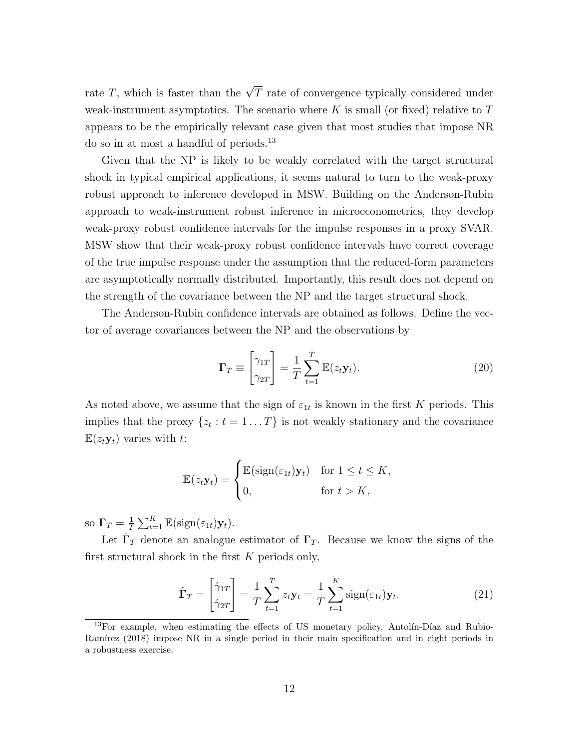rate $T$, which is faster than the $\sqrt{T}$ rate of convergence typically considered under weak-instrument asymptotics. The scenario where $K$ is small (or fixed) relative to $T$ appears to be the empirically relevant case given that most studies that impose NR do so in at most a handful of periods.[13]

Given that the NP is likely to be weakly correlated with the target structural shock in typical empirical applications, it seems natural to turn to the weak-proxy robust approach to inference developed in MSW. Building on the Anderson-Rubin approach to weak-instrument robust inference in microeconometrics, they develop weak-proxy robust confidence intervals for the impulse responses in a proxy SVAR. MSW show that their weak-proxy robust confidence intervals have correct coverage of the true impulse response under the assumption that the reduced-form parameters are asymptotically normally distributed. Importantly, this result does not depend on the strength of the covariance between the NP and the target structural shock.

The Anderson-Rubin confidence intervals are obtained as follows. Define the vector of average covariances between the NP and the observations by

$$\mathbf{\Gamma}_T \equiv \begin{bmatrix} \gamma_{1T} \\ \gamma_{2T} \end{bmatrix} = \frac{1}{T}\sum_{t=1}^{T} \mathbb{E}(z_t \mathbf{y}_t). \tag{20}$$

As noted above, we assume that the sign of $\varepsilon_{1t}$ is known in the first $K$ periods. This implies that the proxy $\{z_t : t = 1 \dots T\}$ is not weakly stationary and the covariance $\mathbb{E}(z_t \mathbf{y}_t)$ varies with $t$:

$$\mathbb{E}(z_t \mathbf{y}_t) = \begin{cases} \mathbb{E}(\text{sign}(\varepsilon_{1t})\mathbf{y}_t) & \text{for } 1 \leq t \leq K, \\ 0, & \text{for } t > K, \end{cases}$$

so $\mathbf{\Gamma}_T = \frac{1}{T}\sum_{t=1}^{K} \mathbb{E}(\text{sign}(\varepsilon_{1t})\mathbf{y}_t)$.

Let $\hat{\mathbf{\Gamma}}_T$ denote an analogue estimator of $\mathbf{\Gamma}_T$. Because we know the signs of the first structural shock in the first $K$ periods only,

$$\hat{\mathbf{\Gamma}}_T = \begin{bmatrix} \hat{\gamma}_{1T} \\ \hat{\gamma}_{2T} \end{bmatrix} = \frac{1}{T}\sum_{t=1}^{T} z_t \mathbf{y}_t = \frac{1}{T}\sum_{t=1}^{K} \text{sign}(\varepsilon_{1t})\mathbf{y}_t. \tag{21}$$

[13] For example, when estimating the effects of US monetary policy, Antolín-Díaz and Rubio-Ramírez (2018) impose NR in a single period in their main specification and in eight periods in a robustness exercise.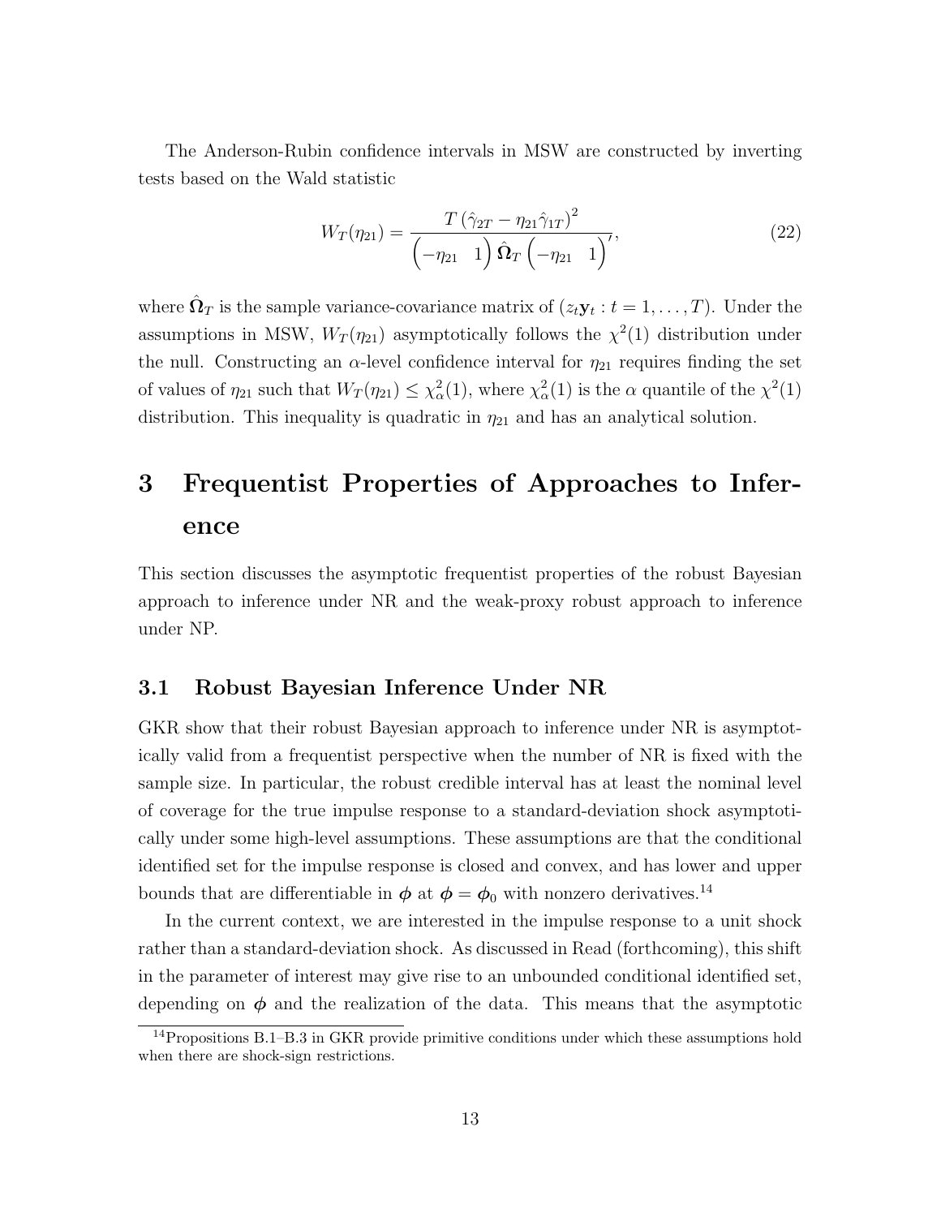The Anderson-Rubin confidence intervals in MSW are constructed by inverting tests based on the Wald statistic

$$W_T(\eta_{21}) = \frac{T\left(\hat{\gamma}_{2T} - \eta_{21}\hat{\gamma}_{1T}\right)^2}{\begin{pmatrix}-\eta_{21} & 1\end{pmatrix}\hat{\mathbf{\Omega}}_T\begin{pmatrix}-\eta_{21} & 1\end{pmatrix}'}, \tag{22}$$

where $\hat{\mathbf{\Omega}}_T$ is the sample variance-covariance matrix of $(z_t\mathbf{y}_t : t = 1, \ldots, T)$. Under the assumptions in MSW, $W_T(\eta_{21})$ asymptotically follows the $\chi^2(1)$ distribution under the null. Constructing an $\alpha$-level confidence interval for $\eta_{21}$ requires finding the set of values of $\eta_{21}$ such that $W_T(\eta_{21}) \leq \chi^2_\alpha(1)$, where $\chi^2_\alpha(1)$ is the $\alpha$ quantile of the $\chi^2(1)$ distribution. This inequality is quadratic in $\eta_{21}$ and has an analytical solution.

# 3 Frequentist Properties of Approaches to Inference

This section discusses the asymptotic frequentist properties of the robust Bayesian approach to inference under NR and the weak-proxy robust approach to inference under NP.

## 3.1 Robust Bayesian Inference Under NR

GKR show that their robust Bayesian approach to inference under NR is asymptotically valid from a frequentist perspective when the number of NR is fixed with the sample size. In particular, the robust credible interval has at least the nominal level of coverage for the true impulse response to a standard-deviation shock asymptotically under some high-level assumptions. These assumptions are that the conditional identified set for the impulse response is closed and convex, and has lower and upper bounds that are differentiable in $\boldsymbol{\phi}$ at $\boldsymbol{\phi} = \boldsymbol{\phi}_0$ with nonzero derivatives.[14]

In the current context, we are interested in the impulse response to a unit shock rather than a standard-deviation shock. As discussed in Read (forthcoming), this shift in the parameter of interest may give rise to an unbounded conditional identified set, depending on $\boldsymbol{\phi}$ and the realization of the data. This means that the asymptotic

[14]Propositions B.1–B.3 in GKR provide primitive conditions under which these assumptions hold when there are shock-sign restrictions.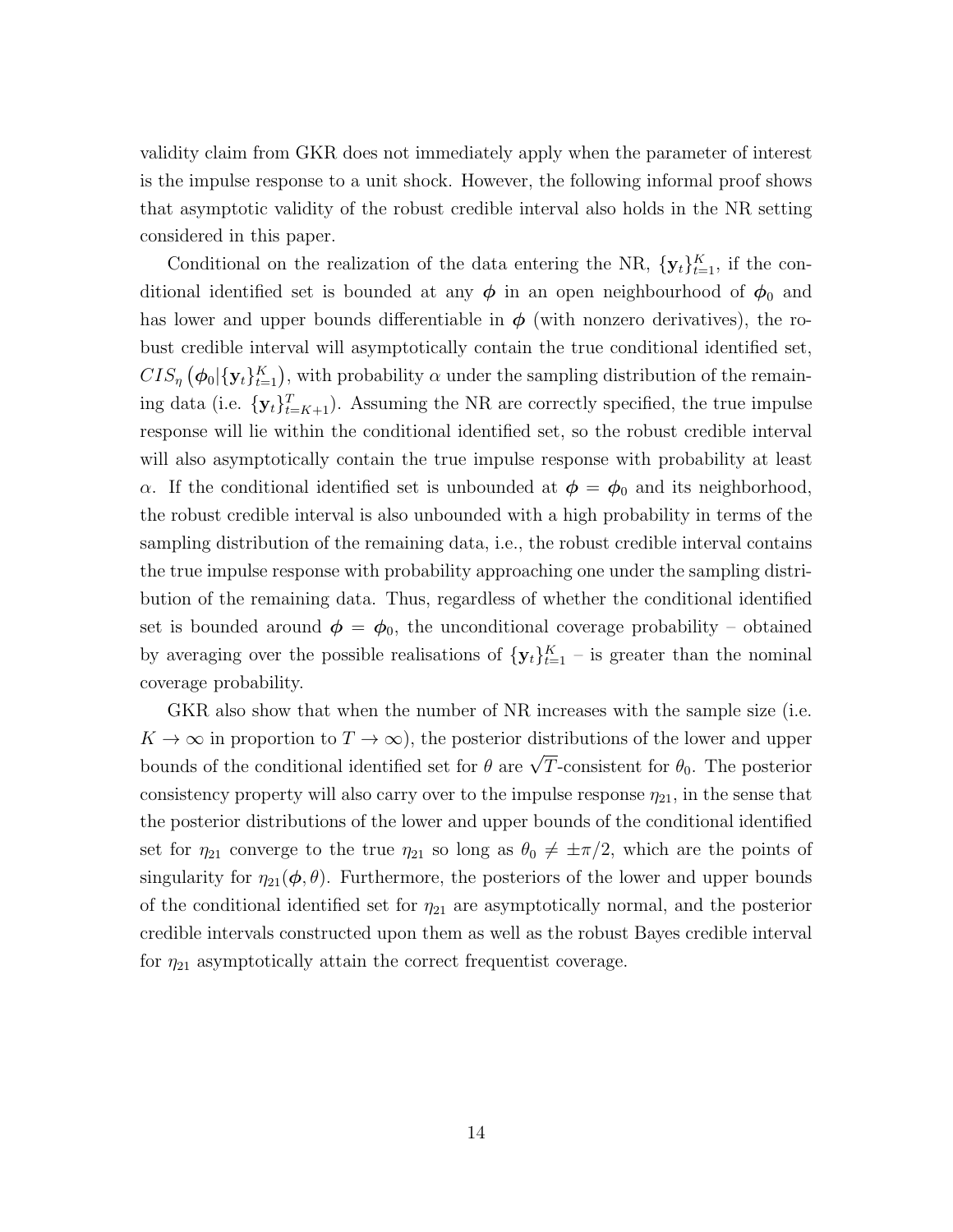validity claim from GKR does not immediately apply when the parameter of interest is the impulse response to a unit shock. However, the following informal proof shows that asymptotic validity of the robust credible interval also holds in the NR setting considered in this paper.

Conditional on the realization of the data entering the NR, $\{\mathbf{y}_t\}_{t=1}^K$, if the conditional identified set is bounded at any $\boldsymbol{\phi}$ in an open neighbourhood of $\boldsymbol{\phi}_0$ and has lower and upper bounds differentiable in $\boldsymbol{\phi}$ (with nonzero derivatives), the robust credible interval will asymptotically contain the true conditional identified set, $CIS_\eta\left(\boldsymbol{\phi}_0|\{\mathbf{y}_t\}_{t=1}^K\right)$, with probability $\alpha$ under the sampling distribution of the remaining data (i.e. $\{\mathbf{y}_t\}_{t=K+1}^T$). Assuming the NR are correctly specified, the true impulse response will lie within the conditional identified set, so the robust credible interval will also asymptotically contain the true impulse response with probability at least $\alpha$. If the conditional identified set is unbounded at $\boldsymbol{\phi} = \boldsymbol{\phi}_0$ and its neighborhood, the robust credible interval is also unbounded with a high probability in terms of the sampling distribution of the remaining data, i.e., the robust credible interval contains the true impulse response with probability approaching one under the sampling distribution of the remaining data. Thus, regardless of whether the conditional identified set is bounded around $\boldsymbol{\phi} = \boldsymbol{\phi}_0$, the unconditional coverage probability – obtained by averaging over the possible realisations of $\{\mathbf{y}_t\}_{t=1}^K$ – is greater than the nominal coverage probability.

GKR also show that when the number of NR increases with the sample size (i.e. $K \to \infty$ in proportion to $T \to \infty$), the posterior distributions of the lower and upper bounds of the conditional identified set for $\theta$ are $\sqrt{T}$-consistent for $\theta_0$. The posterior consistency property will also carry over to the impulse response $\eta_{21}$, in the sense that the posterior distributions of the lower and upper bounds of the conditional identified set for $\eta_{21}$ converge to the true $\eta_{21}$ so long as $\theta_0 \neq \pm\pi/2$, which are the points of singularity for $\eta_{21}(\boldsymbol{\phi}, \theta)$. Furthermore, the posteriors of the lower and upper bounds of the conditional identified set for $\eta_{21}$ are asymptotically normal, and the posterior credible intervals constructed upon them as well as the robust Bayes credible interval for $\eta_{21}$ asymptotically attain the correct frequentist coverage.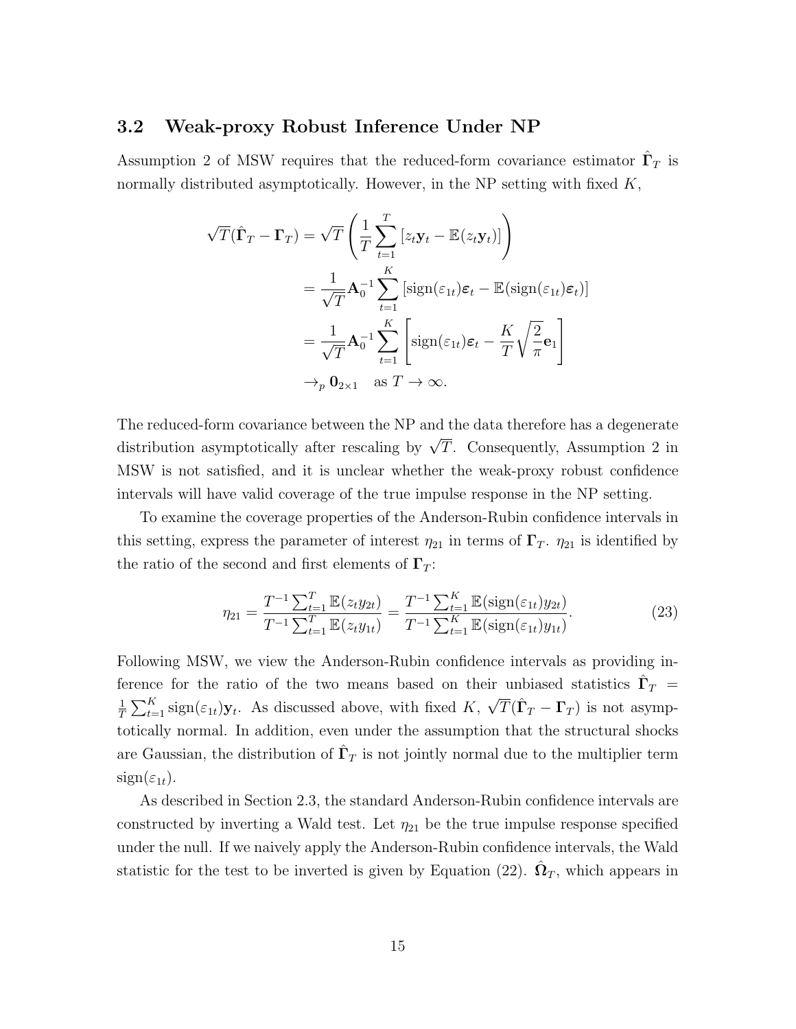### 3.2 Weak-proxy Robust Inference Under NP

Assumption 2 of MSW requires that the reduced-form covariance estimator $\hat{\mathbf{\Gamma}}_T$ is normally distributed asymptotically. However, in the NP setting with fixed $K$,

$$
\begin{aligned}
\sqrt{T}(\hat{\mathbf{\Gamma}}_T - \mathbf{\Gamma}_T) &= \sqrt{T}\left(\frac{1}{T}\sum_{t=1}^{T}\left[z_t\mathbf{y}_t - \mathbb{E}(z_t\mathbf{y}_t)\right]\right) \\
&= \frac{1}{\sqrt{T}}\mathbf{A}_0^{-1}\sum_{t=1}^{K}\left[\text{sign}(\varepsilon_{1t})\boldsymbol{\varepsilon}_t - \mathbb{E}(\text{sign}(\varepsilon_{1t})\boldsymbol{\varepsilon}_t)\right] \\
&= \frac{1}{\sqrt{T}}\mathbf{A}_0^{-1}\sum_{t=1}^{K}\left[\text{sign}(\varepsilon_{1t})\boldsymbol{\varepsilon}_t - \frac{K}{T}\sqrt{\frac{2}{\pi}}\mathbf{e}_1\right] \\
&\to_p \mathbf{0}_{2\times 1} \quad \text{as } T \to \infty.
\end{aligned}
$$

The reduced-form covariance between the NP and the data therefore has a degenerate distribution asymptotically after rescaling by $\sqrt{T}$. Consequently, Assumption 2 in MSW is not satisfied, and it is unclear whether the weak-proxy robust confidence intervals will have valid coverage of the true impulse response in the NP setting.

To examine the coverage properties of the Anderson-Rubin confidence intervals in this setting, express the parameter of interest $\eta_{21}$ in terms of $\mathbf{\Gamma}_T$. $\eta_{21}$ is identified by the ratio of the second and first elements of $\mathbf{\Gamma}_T$:

$$
\eta_{21} = \frac{T^{-1}\sum_{t=1}^{T}\mathbb{E}(z_t y_{2t})}{T^{-1}\sum_{t=1}^{T}\mathbb{E}(z_t y_{1t})} = \frac{T^{-1}\sum_{t=1}^{K}\mathbb{E}(\text{sign}(\varepsilon_{1t})y_{2t})}{T^{-1}\sum_{t=1}^{K}\mathbb{E}(\text{sign}(\varepsilon_{1t})y_{1t})}. \tag{23}
$$

Following MSW, we view the Anderson-Rubin confidence intervals as providing inference for the ratio of the two means based on their unbiased statistics $\hat{\mathbf{\Gamma}}_T = \frac{1}{T}\sum_{t=1}^{K}\text{sign}(\varepsilon_{1t})\mathbf{y}_t$. As discussed above, with fixed $K$, $\sqrt{T}(\hat{\mathbf{\Gamma}}_T - \mathbf{\Gamma}_T)$ is not asymptotically normal. In addition, even under the assumption that the structural shocks are Gaussian, the distribution of $\hat{\mathbf{\Gamma}}_T$ is not jointly normal due to the multiplier term $\text{sign}(\varepsilon_{1t})$.

As described in Section 2.3, the standard Anderson-Rubin confidence intervals are constructed by inverting a Wald test. Let $\eta_{21}$ be the true impulse response specified under the null. If we naively apply the Anderson-Rubin confidence intervals, the Wald statistic for the test to be inverted is given by Equation (22). $\hat{\mathbf{\Omega}}_T$, which appears in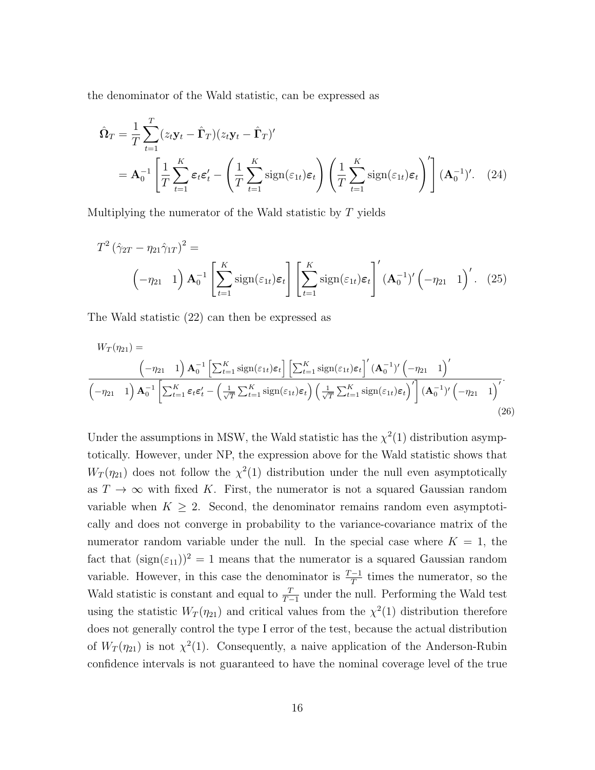the denominator of the Wald statistic, can be expressed as

$$\hat{\mathbf{\Omega}}_T = \frac{1}{T}\sum_{t=1}^{T}(z_t\mathbf{y}_t - \hat{\mathbf{\Gamma}}_T)(z_t\mathbf{y}_t - \hat{\mathbf{\Gamma}}_T)'$$
$$= \mathbf{A}_0^{-1}\left[\frac{1}{T}\sum_{t=1}^{K}\boldsymbol{\varepsilon}_t\boldsymbol{\varepsilon}_t' - \left(\frac{1}{T}\sum_{t=1}^{K}\text{sign}(\varepsilon_{1t})\boldsymbol{\varepsilon}_t\right)\left(\frac{1}{T}\sum_{t=1}^{K}\text{sign}(\varepsilon_{1t})\boldsymbol{\varepsilon}_t\right)'\right](\mathbf{A}_0^{-1})'. \quad (24)$$

Multiplying the numerator of the Wald statistic by $T$ yields

$$T^2\left(\hat{\gamma}_{2T} - \eta_{21}\hat{\gamma}_{1T}\right)^2 =$$
$$\begin{pmatrix}-\eta_{21} & 1\end{pmatrix}\mathbf{A}_0^{-1}\left[\sum_{t=1}^{K}\text{sign}(\varepsilon_{1t})\boldsymbol{\varepsilon}_t\right]\left[\sum_{t=1}^{K}\text{sign}(\varepsilon_{1t})\boldsymbol{\varepsilon}_t\right]'(\mathbf{A}_0^{-1})'\begin{pmatrix}-\eta_{21} & 1\end{pmatrix}'. \quad (25)$$

The Wald statistic (22) can then be expressed as

$$W_T(\eta_{21}) = \frac{\begin{pmatrix}-\eta_{21} & 1\end{pmatrix}\mathbf{A}_0^{-1}\left[\sum_{t=1}^{K}\text{sign}(\varepsilon_{1t})\boldsymbol{\varepsilon}_t\right]\left[\sum_{t=1}^{K}\text{sign}(\varepsilon_{1t})\boldsymbol{\varepsilon}_t\right]'(\mathbf{A}_0^{-1})'\begin{pmatrix}-\eta_{21} & 1\end{pmatrix}'}{\begin{pmatrix}-\eta_{21} & 1\end{pmatrix}\mathbf{A}_0^{-1}\left[\sum_{t=1}^{K}\boldsymbol{\varepsilon}_t\boldsymbol{\varepsilon}_t' - \left(\frac{1}{\sqrt{T}}\sum_{t=1}^{K}\text{sign}(\varepsilon_{1t})\boldsymbol{\varepsilon}_t\right)\left(\frac{1}{\sqrt{T}}\sum_{t=1}^{K}\text{sign}(\varepsilon_{1t})\boldsymbol{\varepsilon}_t\right)'\right](\mathbf{A}_0^{-1})'\begin{pmatrix}-\eta_{21} & 1\end{pmatrix}'}. \quad (26)$$

Under the assumptions in MSW, the Wald statistic has the $\chi^2(1)$ distribution asymptotically. However, under NP, the expression above for the Wald statistic shows that $W_T(\eta_{21})$ does not follow the $\chi^2(1)$ distribution under the null even asymptotically as $T \to \infty$ with fixed $K$. First, the numerator is not a squared Gaussian random variable when $K \geq 2$. Second, the denominator remains random even asymptotically and does not converge in probability to the variance-covariance matrix of the numerator random variable under the null. In the special case where $K = 1$, the fact that $(\text{sign}(\varepsilon_{11}))^2 = 1$ means that the numerator is a squared Gaussian random variable. However, in this case the denominator is $\frac{T-1}{T}$ times the numerator, so the Wald statistic is constant and equal to $\frac{T}{T-1}$ under the null. Performing the Wald test using the statistic $W_T(\eta_{21})$ and critical values from the $\chi^2(1)$ distribution therefore does not generally control the type I error of the test, because the actual distribution of $W_T(\eta_{21})$ is not $\chi^2(1)$. Consequently, a naive application of the Anderson-Rubin confidence intervals is not guaranteed to have the nominal coverage level of the true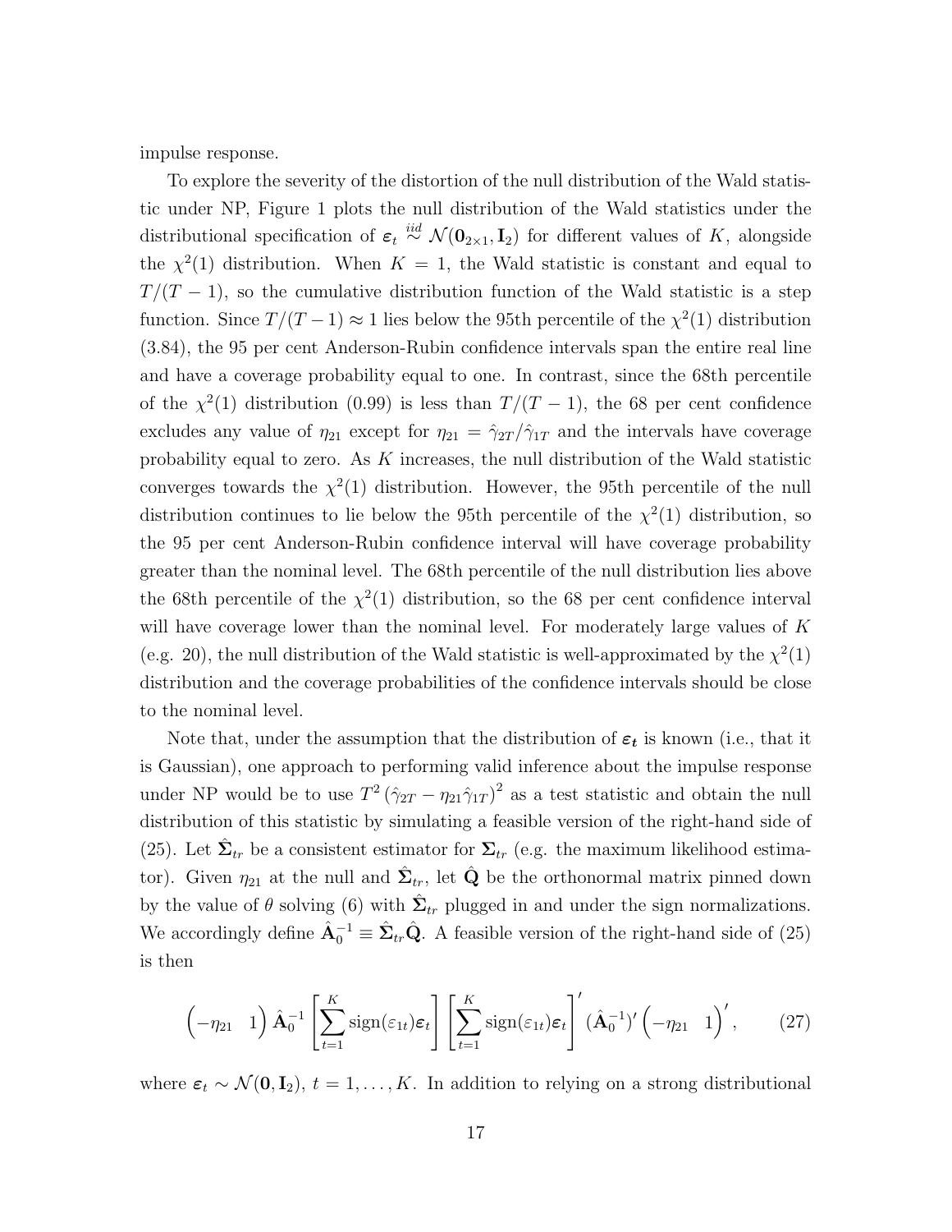impulse response.

To explore the severity of the distortion of the null distribution of the Wald statistic under NP, Figure 1 plots the null distribution of the Wald statistics under the distributional specification of $\boldsymbol{\varepsilon}_t \overset{iid}{\sim} \mathcal{N}(\mathbf{0}_{2\times 1}, \mathbf{I}_2)$ for different values of $K$, alongside the $\chi^2(1)$ distribution. When $K = 1$, the Wald statistic is constant and equal to $T/(T-1)$, so the cumulative distribution function of the Wald statistic is a step function. Since $T/(T-1) \approx 1$ lies below the 95th percentile of the $\chi^2(1)$ distribution (3.84), the 95 per cent Anderson-Rubin confidence intervals span the entire real line and have a coverage probability equal to one. In contrast, since the 68th percentile of the $\chi^2(1)$ distribution (0.99) is less than $T/(T-1)$, the 68 per cent confidence excludes any value of $\eta_{21}$ except for $\eta_{21} = \hat{\gamma}_{2T}/\hat{\gamma}_{1T}$ and the intervals have coverage probability equal to zero. As $K$ increases, the null distribution of the Wald statistic converges towards the $\chi^2(1)$ distribution. However, the 95th percentile of the null distribution continues to lie below the 95th percentile of the $\chi^2(1)$ distribution, so the 95 per cent Anderson-Rubin confidence interval will have coverage probability greater than the nominal level. The 68th percentile of the null distribution lies above the 68th percentile of the $\chi^2(1)$ distribution, so the 68 per cent confidence interval will have coverage lower than the nominal level. For moderately large values of $K$ (e.g. 20), the null distribution of the Wald statistic is well-approximated by the $\chi^2(1)$ distribution and the coverage probabilities of the confidence intervals should be close to the nominal level.

Note that, under the assumption that the distribution of $\boldsymbol{\varepsilon}_t$ is known (i.e., that it is Gaussian), one approach to performing valid inference about the impulse response under NP would be to use $T^2 \left(\hat{\gamma}_{2T} - \eta_{21}\hat{\gamma}_{1T}\right)^2$ as a test statistic and obtain the null distribution of this statistic by simulating a feasible version of the right-hand side of (25). Let $\hat{\boldsymbol{\Sigma}}_{tr}$ be a consistent estimator for $\boldsymbol{\Sigma}_{tr}$ (e.g. the maximum likelihood estimator). Given $\eta_{21}$ at the null and $\hat{\boldsymbol{\Sigma}}_{tr}$, let $\hat{\mathbf{Q}}$ be the orthonormal matrix pinned down by the value of $\theta$ solving (6) with $\hat{\boldsymbol{\Sigma}}_{tr}$ plugged in and under the sign normalizations. We accordingly define $\hat{\mathbf{A}}_0^{-1} \equiv \hat{\boldsymbol{\Sigma}}_{tr}\hat{\mathbf{Q}}$. A feasible version of the right-hand side of (25) is then

$$\begin{pmatrix} -\eta_{21} & 1 \end{pmatrix} \hat{\mathbf{A}}_0^{-1} \left[ \sum_{t=1}^{K} \text{sign}(\varepsilon_{1t}) \boldsymbol{\varepsilon}_t \right] \left[ \sum_{t=1}^{K} \text{sign}(\varepsilon_{1t}) \boldsymbol{\varepsilon}_t \right]' (\hat{\mathbf{A}}_0^{-1})' \begin{pmatrix} -\eta_{21} & 1 \end{pmatrix}', \qquad (27)$$

where $\boldsymbol{\varepsilon}_t \sim \mathcal{N}(\mathbf{0}, \mathbf{I}_2)$, $t = 1, \ldots, K$. In addition to relying on a strong distributional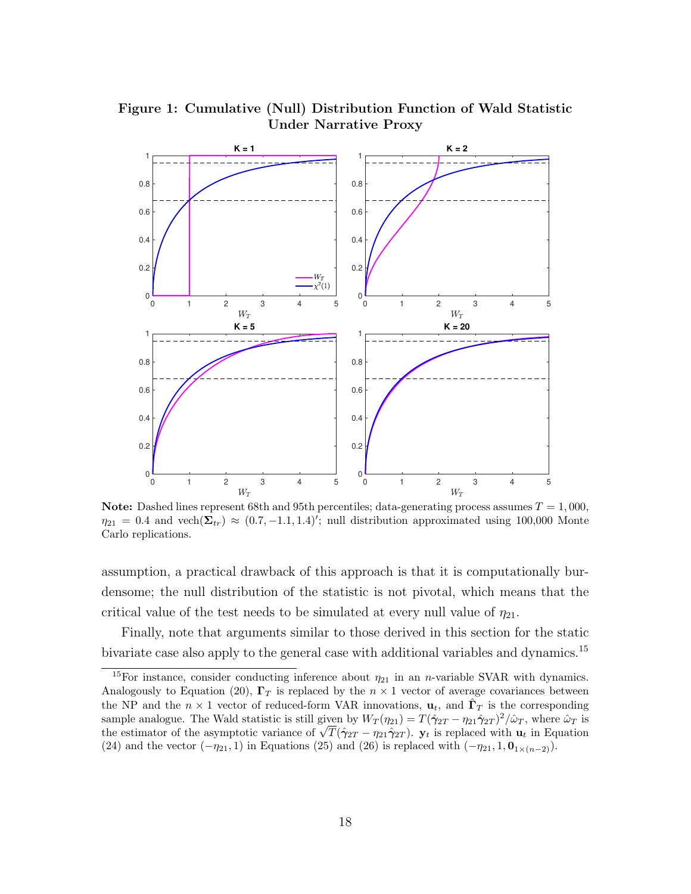**Figure 1: Cumulative (Null) Distribution Function of Wald Statistic Under Narrative Proxy**

**Note:** Dashed lines represent 68th and 95th percentiles; data-generating process assumes $T = 1,000$, $\eta_{21} = 0.4$ and $\text{vech}(\mathbf{\Sigma}_{tr}) \approx (0.7, -1.1, 1.4)'$; null distribution approximated using 100,000 Monte Carlo replications.

assumption, a practical drawback of this approach is that it is computationally burdensome; the null distribution of the statistic is not pivotal, which means that the critical value of the test needs to be simulated at every null value of $\eta_{21}$.

Finally, note that arguments similar to those derived in this section for the static bivariate case also apply to the general case with additional variables and dynamics.[15]

[15] For instance, consider conducting inference about $\eta_{21}$ in an $n$-variable SVAR with dynamics. Analogously to Equation (20), $\mathbf{\Gamma}_T$ is replaced by the $n \times 1$ vector of average covariances between the NP and the $n \times 1$ vector of reduced-form VAR innovations, $\mathbf{u}_t$, and $\hat{\mathbf{\Gamma}}_T$ is the corresponding sample analogue. The Wald statistic is still given by $W_T(\eta_{21}) = T(\hat{\boldsymbol{\gamma}}_{2T} - \eta_{21}\hat{\boldsymbol{\gamma}}_{2T})^2/\hat{\omega}_T$, where $\hat{\omega}_T$ is the estimator of the asymptotic variance of $\sqrt{T}(\hat{\boldsymbol{\gamma}}_{2T} - \eta_{21}\hat{\boldsymbol{\gamma}}_{2T})$. $\mathbf{y}_t$ is replaced with $\mathbf{u}_t$ in Equation (24) and the vector $(-\eta_{21}, 1)$ in Equations (25) and (26) is replaced with $(-\eta_{21}, 1, \mathbf{0}_{1\times(n-2)})$.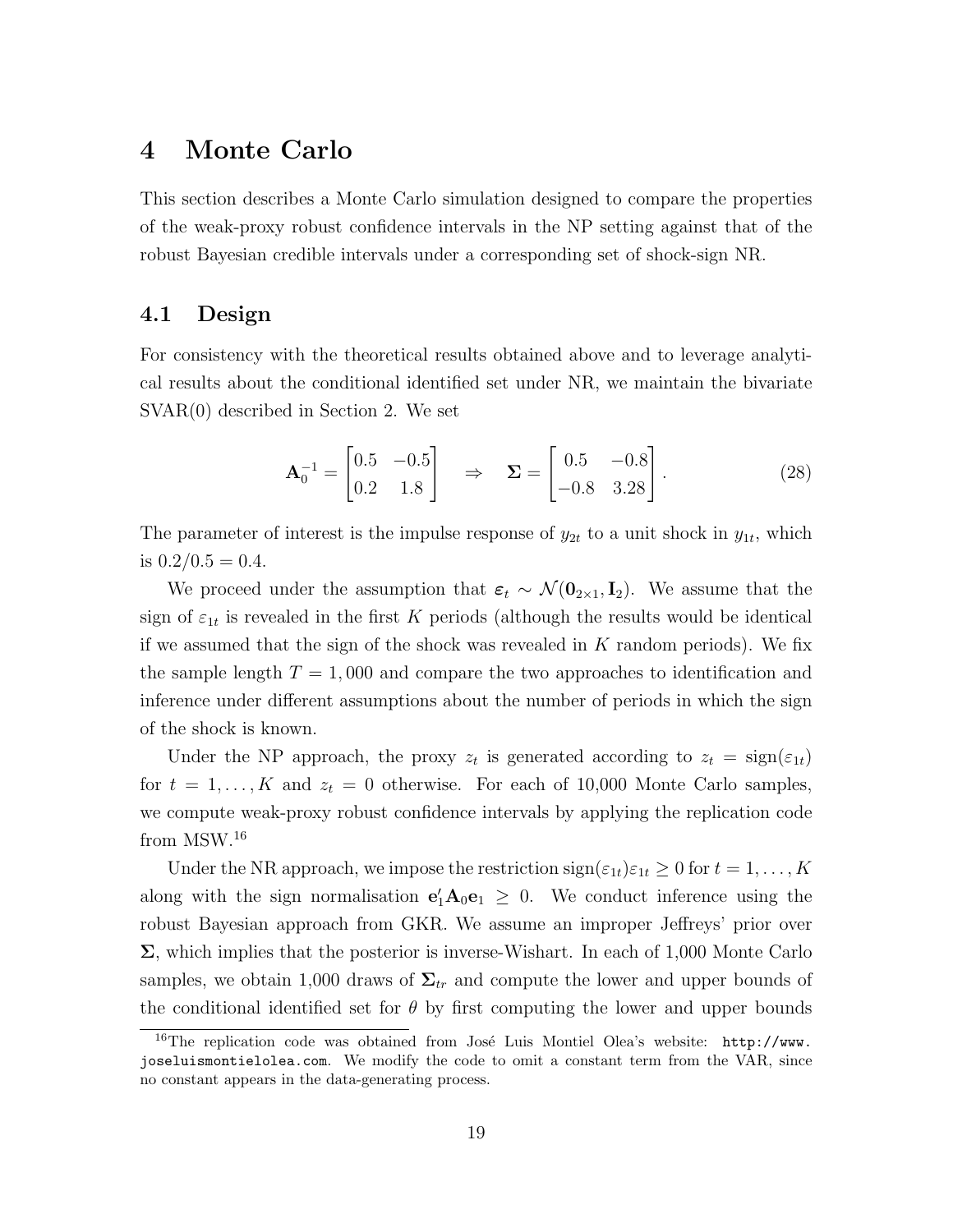# 4 Monte Carlo

This section describes a Monte Carlo simulation designed to compare the properties of the weak-proxy robust confidence intervals in the NP setting against that of the robust Bayesian credible intervals under a corresponding set of shock-sign NR.

## 4.1 Design

For consistency with the theoretical results obtained above and to leverage analytical results about the conditional identified set under NR, we maintain the bivariate SVAR(0) described in Section 2. We set

$$\mathbf{A}_0^{-1} = \begin{bmatrix} 0.5 & -0.5 \\ 0.2 & 1.8 \end{bmatrix} \quad \Rightarrow \quad \boldsymbol{\Sigma} = \begin{bmatrix} 0.5 & -0.8 \\ -0.8 & 3.28 \end{bmatrix}. \tag{28}$$

The parameter of interest is the impulse response of $y_{2t}$ to a unit shock in $y_{1t}$, which is $0.2/0.5 = 0.4$.

We proceed under the assumption that $\boldsymbol{\varepsilon}_t \sim \mathcal{N}(\mathbf{0}_{2\times 1}, \mathbf{I}_2)$. We assume that the sign of $\varepsilon_{1t}$ is revealed in the first $K$ periods (although the results would be identical if we assumed that the sign of the shock was revealed in $K$ random periods). We fix the sample length $T = 1,000$ and compare the two approaches to identification and inference under different assumptions about the number of periods in which the sign of the shock is known.

Under the NP approach, the proxy $z_t$ is generated according to $z_t = \text{sign}(\varepsilon_{1t})$ for $t = 1, \ldots, K$ and $z_t = 0$ otherwise. For each of 10,000 Monte Carlo samples, we compute weak-proxy robust confidence intervals by applying the replication code from MSW.[16]

Under the NR approach, we impose the restriction $\text{sign}(\varepsilon_{1t})\varepsilon_{1t} \geq 0$ for $t = 1, \ldots, K$ along with the sign normalisation $\mathbf{e}_1'\mathbf{A}_0\mathbf{e}_1 \geq 0$. We conduct inference using the robust Bayesian approach from GKR. We assume an improper Jeffreys' prior over $\boldsymbol{\Sigma}$, which implies that the posterior is inverse-Wishart. In each of 1,000 Monte Carlo samples, we obtain 1,000 draws of $\boldsymbol{\Sigma}_{tr}$ and compute the lower and upper bounds of the conditional identified set for $\theta$ by first computing the lower and upper bounds

[16] The replication code was obtained from José Luis Montiel Olea's website: http://www.joseluismontielolea.com. We modify the code to omit a constant term from the VAR, since no constant appears in the data-generating process.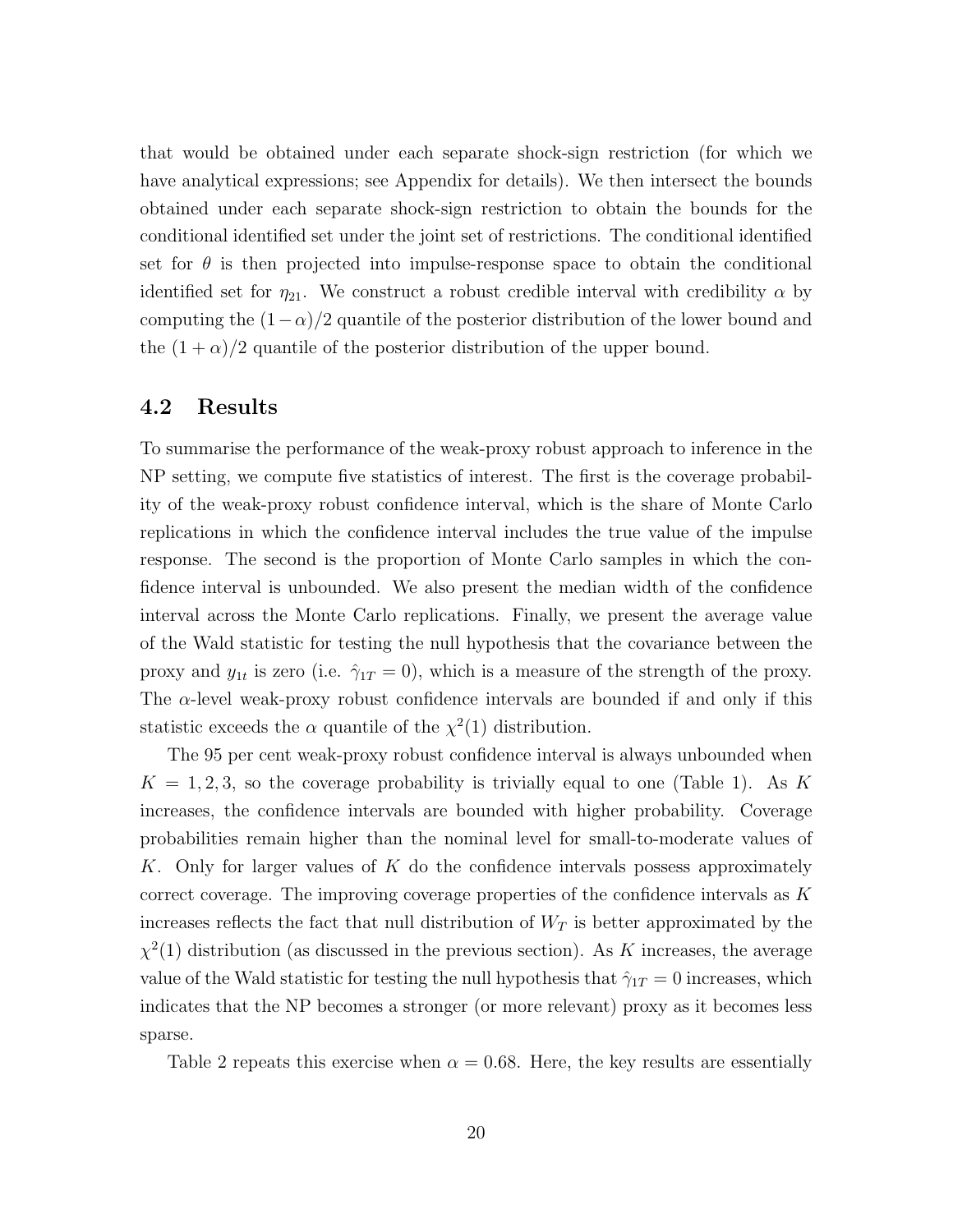that would be obtained under each separate shock-sign restriction (for which we have analytical expressions; see Appendix for details). We then intersect the bounds obtained under each separate shock-sign restriction to obtain the bounds for the conditional identified set under the joint set of restrictions. The conditional identified set for $\theta$ is then projected into impulse-response space to obtain the conditional identified set for $\eta_{21}$. We construct a robust credible interval with credibility $\alpha$ by computing the $(1-\alpha)/2$ quantile of the posterior distribution of the lower bound and the $(1+\alpha)/2$ quantile of the posterior distribution of the upper bound.

## 4.2 Results

To summarise the performance of the weak-proxy robust approach to inference in the NP setting, we compute five statistics of interest. The first is the coverage probability of the weak-proxy robust confidence interval, which is the share of Monte Carlo replications in which the confidence interval includes the true value of the impulse response. The second is the proportion of Monte Carlo samples in which the confidence interval is unbounded. We also present the median width of the confidence interval across the Monte Carlo replications. Finally, we present the average value of the Wald statistic for testing the null hypothesis that the covariance between the proxy and $y_{1t}$ is zero (i.e. $\hat{\gamma}_{1T} = 0$), which is a measure of the strength of the proxy. The $\alpha$-level weak-proxy robust confidence intervals are bounded if and only if this statistic exceeds the $\alpha$ quantile of the $\chi^2(1)$ distribution.

The 95 per cent weak-proxy robust confidence interval is always unbounded when $K = 1, 2, 3$, so the coverage probability is trivially equal to one (Table 1). As $K$ increases, the confidence intervals are bounded with higher probability. Coverage probabilities remain higher than the nominal level for small-to-moderate values of $K$. Only for larger values of $K$ do the confidence intervals possess approximately correct coverage. The improving coverage properties of the confidence intervals as $K$ increases reflects the fact that null distribution of $W_T$ is better approximated by the $\chi^2(1)$ distribution (as discussed in the previous section). As $K$ increases, the average value of the Wald statistic for testing the null hypothesis that $\hat{\gamma}_{1T} = 0$ increases, which indicates that the NP becomes a stronger (or more relevant) proxy as it becomes less sparse.

Table 2 repeats this exercise when $\alpha = 0.68$. Here, the key results are essentially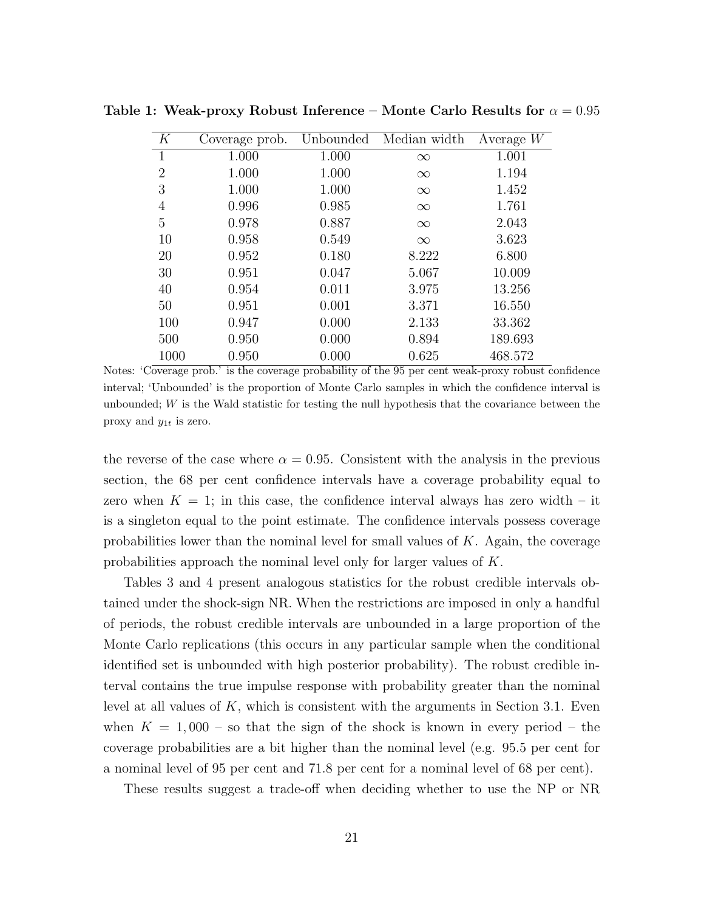**Table 1: Weak-proxy Robust Inference – Monte Carlo Results for $\alpha = 0.95$**

| $K$ | Coverage prob. | Unbounded | Median width | Average $W$ |
|---|---|---|---|---|
| 1 | 1.000 | 1.000 | $\infty$ | 1.001 |
| 2 | 1.000 | 1.000 | $\infty$ | 1.194 |
| 3 | 1.000 | 1.000 | $\infty$ | 1.452 |
| 4 | 0.996 | 0.985 | $\infty$ | 1.761 |
| 5 | 0.978 | 0.887 | $\infty$ | 2.043 |
| 10 | 0.958 | 0.549 | $\infty$ | 3.623 |
| 20 | 0.952 | 0.180 | 8.222 | 6.800 |
| 30 | 0.951 | 0.047 | 5.067 | 10.009 |
| 40 | 0.954 | 0.011 | 3.975 | 13.256 |
| 50 | 0.951 | 0.001 | 3.371 | 16.550 |
| 100 | 0.947 | 0.000 | 2.133 | 33.362 |
| 500 | 0.950 | 0.000 | 0.894 | 189.693 |
| 1000 | 0.950 | 0.000 | 0.625 | 468.572 |

Notes: 'Coverage prob.' is the coverage probability of the 95 per cent weak-proxy robust confidence interval; 'Unbounded' is the proportion of Monte Carlo samples in which the confidence interval is unbounded; $W$ is the Wald statistic for testing the null hypothesis that the covariance between the proxy and $y_{1t}$ is zero.

the reverse of the case where $\alpha = 0.95$. Consistent with the analysis in the previous section, the 68 per cent confidence intervals have a coverage probability equal to zero when $K = 1$; in this case, the confidence interval always has zero width – it is a singleton equal to the point estimate. The confidence intervals possess coverage probabilities lower than the nominal level for small values of $K$. Again, the coverage probabilities approach the nominal level only for larger values of $K$.

Tables 3 and 4 present analogous statistics for the robust credible intervals obtained under the shock-sign NR. When the restrictions are imposed in only a handful of periods, the robust credible intervals are unbounded in a large proportion of the Monte Carlo replications (this occurs in any particular sample when the conditional identified set is unbounded with high posterior probability). The robust credible interval contains the true impulse response with probability greater than the nominal level at all values of $K$, which is consistent with the arguments in Section 3.1. Even when $K = 1,000$ – so that the sign of the shock is known in every period – the coverage probabilities are a bit higher than the nominal level (e.g. 95.5 per cent for a nominal level of 95 per cent and 71.8 per cent for a nominal level of 68 per cent).

These results suggest a trade-off when deciding whether to use the NP or NR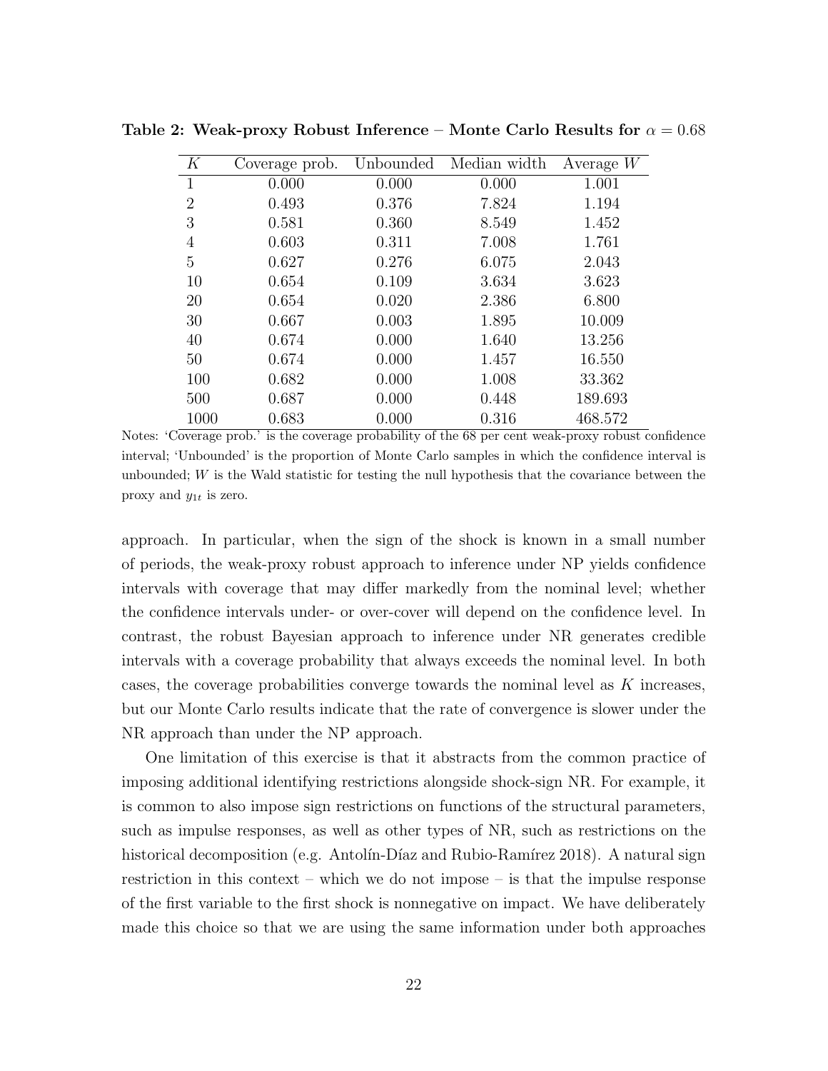**Table 2: Weak-proxy Robust Inference – Monte Carlo Results for $\alpha = 0.68$**

| $K$ | Coverage prob. | Unbounded | Median width | Average $W$ |
|---|---|---|---|---|
| 1 | 0.000 | 0.000 | 0.000 | 1.001 |
| 2 | 0.493 | 0.376 | 7.824 | 1.194 |
| 3 | 0.581 | 0.360 | 8.549 | 1.452 |
| 4 | 0.603 | 0.311 | 7.008 | 1.761 |
| 5 | 0.627 | 0.276 | 6.075 | 2.043 |
| 10 | 0.654 | 0.109 | 3.634 | 3.623 |
| 20 | 0.654 | 0.020 | 2.386 | 6.800 |
| 30 | 0.667 | 0.003 | 1.895 | 10.009 |
| 40 | 0.674 | 0.000 | 1.640 | 13.256 |
| 50 | 0.674 | 0.000 | 1.457 | 16.550 |
| 100 | 0.682 | 0.000 | 1.008 | 33.362 |
| 500 | 0.687 | 0.000 | 0.448 | 189.693 |
| 1000 | 0.683 | 0.000 | 0.316 | 468.572 |

Notes: 'Coverage prob.' is the coverage probability of the 68 per cent weak-proxy robust confidence interval; 'Unbounded' is the proportion of Monte Carlo samples in which the confidence interval is unbounded; $W$ is the Wald statistic for testing the null hypothesis that the covariance between the proxy and $y_{1t}$ is zero.

approach. In particular, when the sign of the shock is known in a small number of periods, the weak-proxy robust approach to inference under NP yields confidence intervals with coverage that may differ markedly from the nominal level; whether the confidence intervals under- or over-cover will depend on the confidence level. In contrast, the robust Bayesian approach to inference under NR generates credible intervals with a coverage probability that always exceeds the nominal level. In both cases, the coverage probabilities converge towards the nominal level as $K$ increases, but our Monte Carlo results indicate that the rate of convergence is slower under the NR approach than under the NP approach.

One limitation of this exercise is that it abstracts from the common practice of imposing additional identifying restrictions alongside shock-sign NR. For example, it is common to also impose sign restrictions on functions of the structural parameters, such as impulse responses, as well as other types of NR, such as restrictions on the historical decomposition (e.g. Antolín-Díaz and Rubio-Ramírez 2018). A natural sign restriction in this context – which we do not impose – is that the impulse response of the first variable to the first shock is nonnegative on impact. We have deliberately made this choice so that we are using the same information under both approaches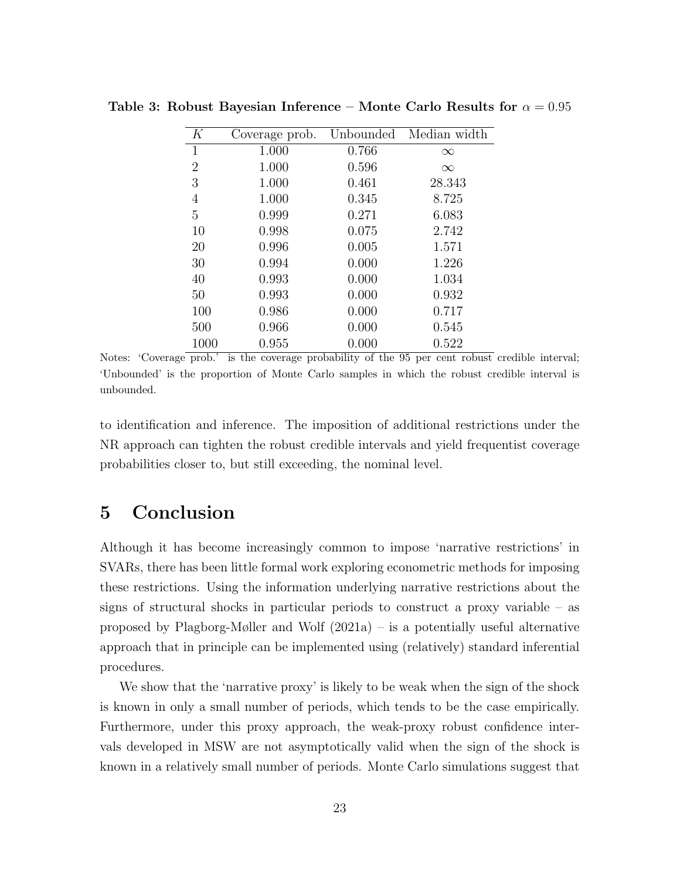**Table 3: Robust Bayesian Inference – Monte Carlo Results for $\alpha = 0.95$**

| $K$ | Coverage prob. | Unbounded | Median width |
|---|---|---|---|
| 1 | 1.000 | 0.766 | $\infty$ |
| 2 | 1.000 | 0.596 | $\infty$ |
| 3 | 1.000 | 0.461 | 28.343 |
| 4 | 1.000 | 0.345 | 8.725 |
| 5 | 0.999 | 0.271 | 6.083 |
| 10 | 0.998 | 0.075 | 2.742 |
| 20 | 0.996 | 0.005 | 1.571 |
| 30 | 0.994 | 0.000 | 1.226 |
| 40 | 0.993 | 0.000 | 1.034 |
| 50 | 0.993 | 0.000 | 0.932 |
| 100 | 0.986 | 0.000 | 0.717 |
| 500 | 0.966 | 0.000 | 0.545 |
| 1000 | 0.955 | 0.000 | 0.522 |

Notes: 'Coverage prob.' is the coverage probability of the 95 per cent robust credible interval; 'Unbounded' is the proportion of Monte Carlo samples in which the robust credible interval is unbounded.

to identification and inference. The imposition of additional restrictions under the NR approach can tighten the robust credible intervals and yield frequentist coverage probabilities closer to, but still exceeding, the nominal level.

# 5 Conclusion

Although it has become increasingly common to impose 'narrative restrictions' in SVARs, there has been little formal work exploring econometric methods for imposing these restrictions. Using the information underlying narrative restrictions about the signs of structural shocks in particular periods to construct a proxy variable – as proposed by Plagborg-Møller and Wolf (2021a) – is a potentially useful alternative approach that in principle can be implemented using (relatively) standard inferential procedures.

We show that the 'narrative proxy' is likely to be weak when the sign of the shock is known in only a small number of periods, which tends to be the case empirically. Furthermore, under this proxy approach, the weak-proxy robust confidence intervals developed in MSW are not asymptotically valid when the sign of the shock is known in a relatively small number of periods. Monte Carlo simulations suggest that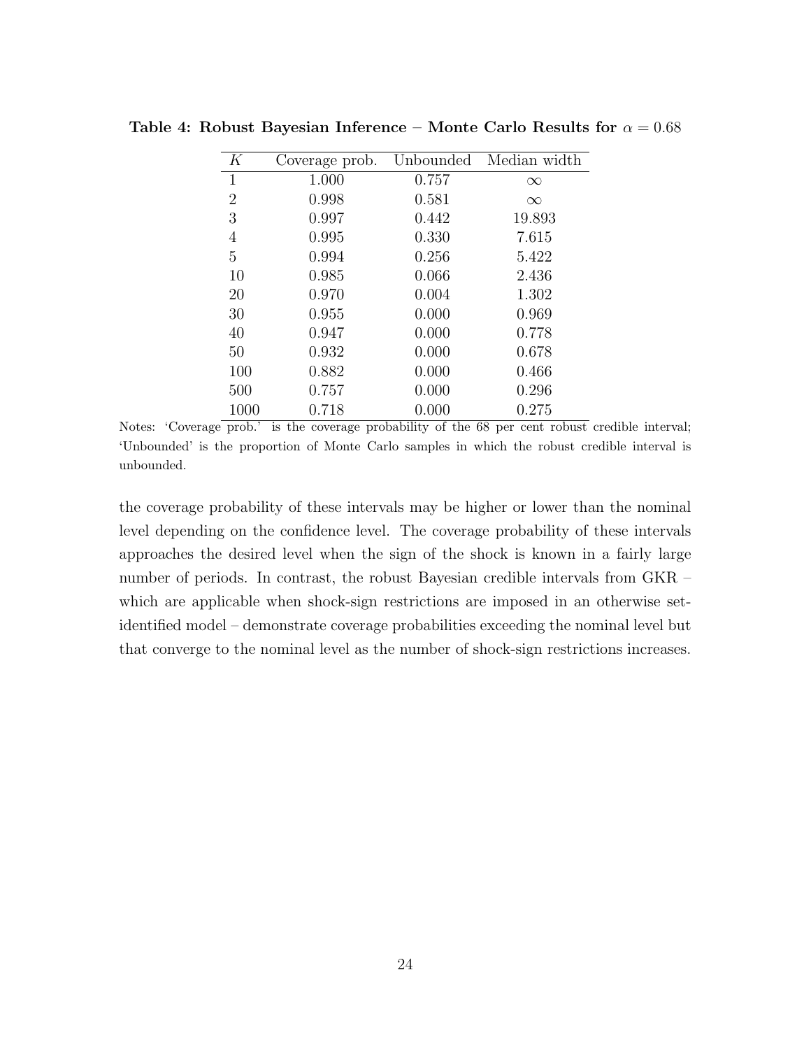**Table 4: Robust Bayesian Inference – Monte Carlo Results for $\alpha = 0.68$**

| $K$ | Coverage prob. | Unbounded | Median width |
|---|---|---|---|
| 1 | 1.000 | 0.757 | $\infty$ |
| 2 | 0.998 | 0.581 | $\infty$ |
| 3 | 0.997 | 0.442 | 19.893 |
| 4 | 0.995 | 0.330 | 7.615 |
| 5 | 0.994 | 0.256 | 5.422 |
| 10 | 0.985 | 0.066 | 2.436 |
| 20 | 0.970 | 0.004 | 1.302 |
| 30 | 0.955 | 0.000 | 0.969 |
| 40 | 0.947 | 0.000 | 0.778 |
| 50 | 0.932 | 0.000 | 0.678 |
| 100 | 0.882 | 0.000 | 0.466 |
| 500 | 0.757 | 0.000 | 0.296 |
| 1000 | 0.718 | 0.000 | 0.275 |

Notes: 'Coverage prob.' is the coverage probability of the 68 per cent robust credible interval; 'Unbounded' is the proportion of Monte Carlo samples in which the robust credible interval is unbounded.

the coverage probability of these intervals may be higher or lower than the nominal level depending on the confidence level. The coverage probability of these intervals approaches the desired level when the sign of the shock is known in a fairly large number of periods. In contrast, the robust Bayesian credible intervals from GKR – which are applicable when shock-sign restrictions are imposed in an otherwise set-identified model – demonstrate coverage probabilities exceeding the nominal level but that converge to the nominal level as the number of shock-sign restrictions increases.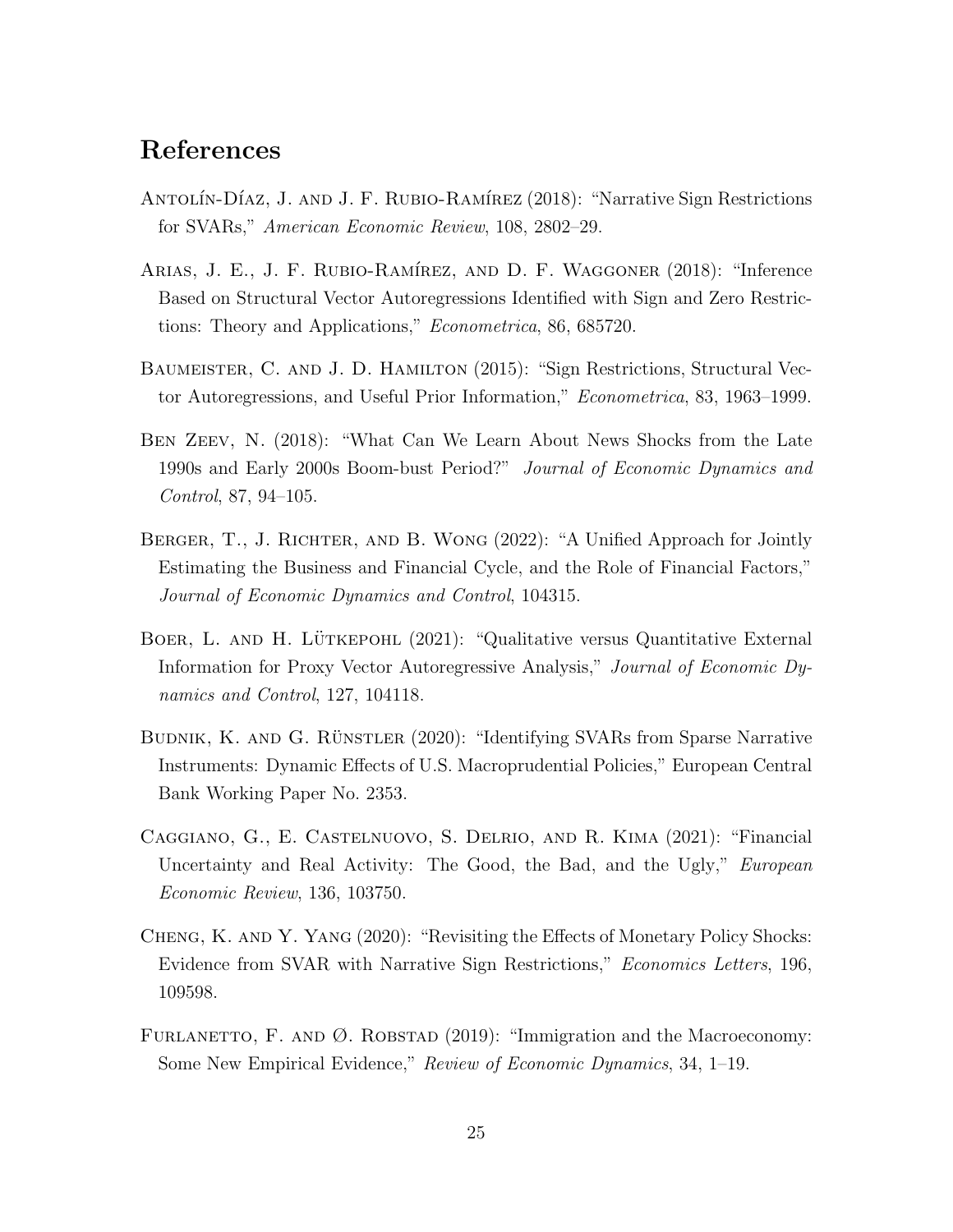## References

Antolín-Díaz, J. and J. F. Rubio-Ramírez (2018): "Narrative Sign Restrictions for SVARs," *American Economic Review*, 108, 2802–29.

Arias, J. E., J. F. Rubio-Ramírez, and D. F. Waggoner (2018): "Inference Based on Structural Vector Autoregressions Identified with Sign and Zero Restrictions: Theory and Applications," *Econometrica*, 86, 685720.

Baumeister, C. and J. D. Hamilton (2015): "Sign Restrictions, Structural Vector Autoregressions, and Useful Prior Information," *Econometrica*, 83, 1963–1999.

Ben Zeev, N. (2018): "What Can We Learn About News Shocks from the Late 1990s and Early 2000s Boom-bust Period?" *Journal of Economic Dynamics and Control*, 87, 94–105.

Berger, T., J. Richter, and B. Wong (2022): "A Unified Approach for Jointly Estimating the Business and Financial Cycle, and the Role of Financial Factors," *Journal of Economic Dynamics and Control*, 104315.

Boer, L. and H. Lütkepohl (2021): "Qualitative versus Quantitative External Information for Proxy Vector Autoregressive Analysis," *Journal of Economic Dynamics and Control*, 127, 104118.

Budnik, K. and G. Rünstler (2020): "Identifying SVARs from Sparse Narrative Instruments: Dynamic Effects of U.S. Macroprudential Policies," European Central Bank Working Paper No. 2353.

Caggiano, G., E. Castelnuovo, S. Delrio, and R. Kima (2021): "Financial Uncertainty and Real Activity: The Good, the Bad, and the Ugly," *European Economic Review*, 136, 103750.

Cheng, K. and Y. Yang (2020): "Revisiting the Effects of Monetary Policy Shocks: Evidence from SVAR with Narrative Sign Restrictions," *Economics Letters*, 196, 109598.

Furlanetto, F. and Ø. Robstad (2019): "Immigration and the Macroeconomy: Some New Empirical Evidence," *Review of Economic Dynamics*, 34, 1–19.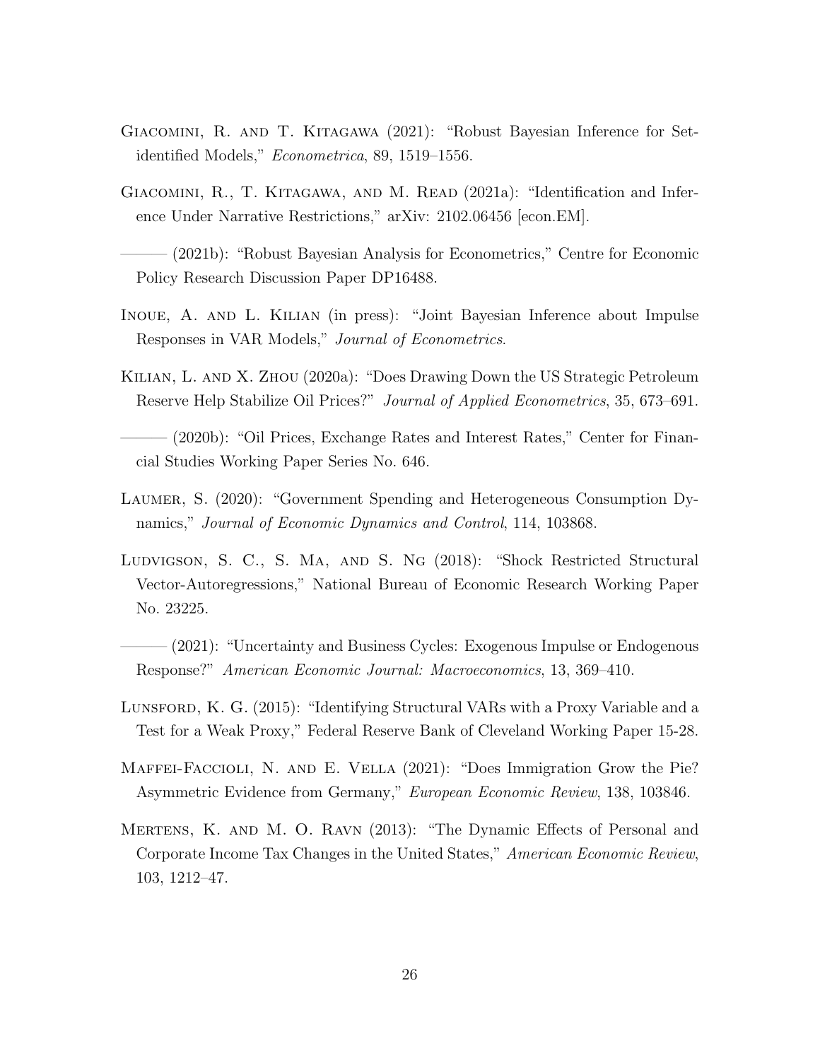Giacomini, R. and T. Kitagawa (2021): "Robust Bayesian Inference for Set-identified Models," *Econometrica*, 89, 1519–1556.

Giacomini, R., T. Kitagawa, and M. Read (2021a): "Identification and Inference Under Narrative Restrictions," arXiv: 2102.06456 [econ.EM].

——— (2021b): "Robust Bayesian Analysis for Econometrics," Centre for Economic Policy Research Discussion Paper DP16488.

Inoue, A. and L. Kilian (in press): "Joint Bayesian Inference about Impulse Responses in VAR Models," *Journal of Econometrics*.

Kilian, L. and X. Zhou (2020a): "Does Drawing Down the US Strategic Petroleum Reserve Help Stabilize Oil Prices?" *Journal of Applied Econometrics*, 35, 673–691.

——— (2020b): "Oil Prices, Exchange Rates and Interest Rates," Center for Financial Studies Working Paper Series No. 646.

Laumer, S. (2020): "Government Spending and Heterogeneous Consumption Dynamics," *Journal of Economic Dynamics and Control*, 114, 103868.

Ludvigson, S. C., S. Ma, and S. Ng (2018): "Shock Restricted Structural Vector-Autoregressions," National Bureau of Economic Research Working Paper No. 23225.

——— (2021): "Uncertainty and Business Cycles: Exogenous Impulse or Endogenous Response?" *American Economic Journal: Macroeconomics*, 13, 369–410.

Lunsford, K. G. (2015): "Identifying Structural VARs with a Proxy Variable and a Test for a Weak Proxy," Federal Reserve Bank of Cleveland Working Paper 15-28.

Maffei-Faccioli, N. and E. Vella (2021): "Does Immigration Grow the Pie? Asymmetric Evidence from Germany," *European Economic Review*, 138, 103846.

Mertens, K. and M. O. Ravn (2013): "The Dynamic Effects of Personal and Corporate Income Tax Changes in the United States," *American Economic Review*, 103, 1212–47.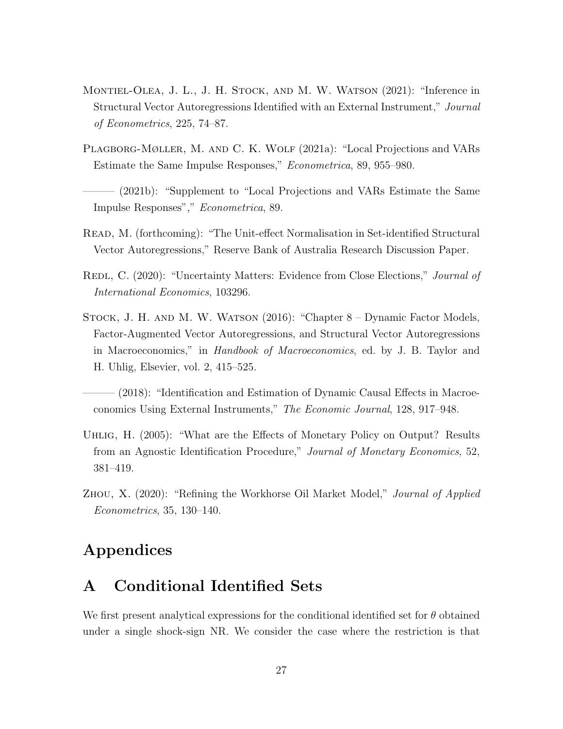Montiel-Olea, J. L., J. H. Stock, and M. W. Watson (2021): "Inference in Structural Vector Autoregressions Identified with an External Instrument," *Journal of Econometrics*, 225, 74–87.

Plagborg-Møller, M. and C. K. Wolf (2021a): "Local Projections and VARs Estimate the Same Impulse Responses," *Econometrica*, 89, 955–980.

——— (2021b): "Supplement to "Local Projections and VARs Estimate the Same Impulse Responses"," *Econometrica*, 89.

Read, M. (forthcoming): "The Unit-effect Normalisation in Set-identified Structural Vector Autoregressions," Reserve Bank of Australia Research Discussion Paper.

Redl, C. (2020): "Uncertainty Matters: Evidence from Close Elections," *Journal of International Economics*, 103296.

Stock, J. H. and M. W. Watson (2016): "Chapter 8 – Dynamic Factor Models, Factor-Augmented Vector Autoregressions, and Structural Vector Autoregressions in Macroeconomics," in *Handbook of Macroeconomics*, ed. by J. B. Taylor and H. Uhlig, Elsevier, vol. 2, 415–525.

——— (2018): "Identification and Estimation of Dynamic Causal Effects in Macroeconomics Using External Instruments," *The Economic Journal*, 128, 917–948.

Uhlig, H. (2005): "What are the Effects of Monetary Policy on Output? Results from an Agnostic Identification Procedure," *Journal of Monetary Economics*, 52, 381–419.

Zhou, X. (2020): "Refining the Workhorse Oil Market Model," *Journal of Applied Econometrics*, 35, 130–140.

# Appendices

# A Conditional Identified Sets

We first present analytical expressions for the conditional identified set for $\theta$ obtained under a single shock-sign NR. We consider the case where the restriction is that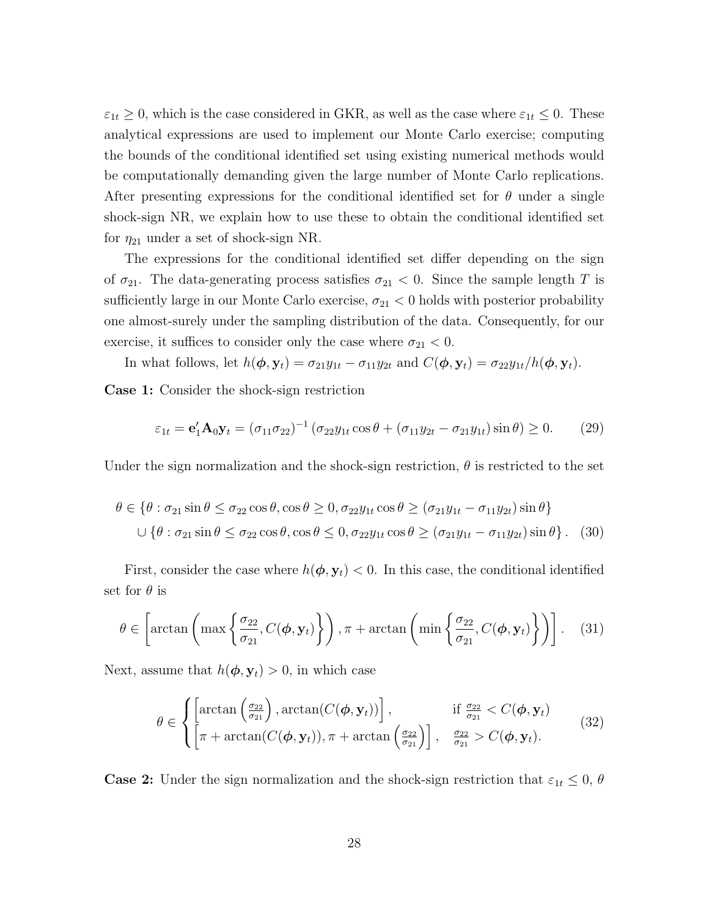$\varepsilon_{1t} \geq 0$, which is the case considered in GKR, as well as the case where $\varepsilon_{1t} \leq 0$. These analytical expressions are used to implement our Monte Carlo exercise; computing the bounds of the conditional identified set using existing numerical methods would be computationally demanding given the large number of Monte Carlo replications. After presenting expressions for the conditional identified set for $\theta$ under a single shock-sign NR, we explain how to use these to obtain the conditional identified set for $\eta_{21}$ under a set of shock-sign NR.

The expressions for the conditional identified set differ depending on the sign of $\sigma_{21}$. The data-generating process satisfies $\sigma_{21} < 0$. Since the sample length $T$ is sufficiently large in our Monte Carlo exercise, $\sigma_{21} < 0$ holds with posterior probability one almost-surely under the sampling distribution of the data. Consequently, for our exercise, it suffices to consider only the case where $\sigma_{21} < 0$.

In what follows, let $h(\boldsymbol{\phi}, \mathbf{y}_t) = \sigma_{21} y_{1t} - \sigma_{11} y_{2t}$ and $C(\boldsymbol{\phi}, \mathbf{y}_t) = \sigma_{22} y_{1t} / h(\boldsymbol{\phi}, \mathbf{y}_t)$.

**Case 1:** Consider the shock-sign restriction

$$
\varepsilon_{1t} = \mathbf{e}_1' \mathbf{A}_0 \mathbf{y}_t = (\sigma_{11}\sigma_{22})^{-1} \left( \sigma_{22} y_{1t} \cos\theta + (\sigma_{11} y_{2t} - \sigma_{21} y_{1t}) \sin\theta \right) \geq 0. \tag{29}
$$

Under the sign normalization and the shock-sign restriction, $\theta$ is restricted to the set

$$
\begin{aligned}
\theta \in & \left\{ \theta : \sigma_{21} \sin\theta \leq \sigma_{22} \cos\theta, \cos\theta \geq 0, \sigma_{22} y_{1t} \cos\theta \geq (\sigma_{21} y_{1t} - \sigma_{11} y_{2t}) \sin\theta \right\} \\
& \cup \left\{ \theta : \sigma_{21} \sin\theta \leq \sigma_{22} \cos\theta, \cos\theta \leq 0, \sigma_{22} y_{1t} \cos\theta \geq (\sigma_{21} y_{1t} - \sigma_{11} y_{2t}) \sin\theta \right\}.
\end{aligned} \tag{30}
$$

First, consider the case where $h(\boldsymbol{\phi}, \mathbf{y}_t) < 0$. In this case, the conditional identified set for $\theta$ is

$$
\theta \in \left[ \arctan\left( \max\left\{ \frac{\sigma_{22}}{\sigma_{21}}, C(\boldsymbol{\phi}, \mathbf{y}_t) \right\} \right), \pi + \arctan\left( \min\left\{ \frac{\sigma_{22}}{\sigma_{21}}, C(\boldsymbol{\phi}, \mathbf{y}_t) \right\} \right) \right]. \tag{31}
$$

Next, assume that $h(\boldsymbol{\phi}, \mathbf{y}_t) > 0$, in which case

$$
\theta \in \begin{cases} \left[ \arctan\left( \frac{\sigma_{22}}{\sigma_{21}} \right), \arctan(C(\boldsymbol{\phi}, \mathbf{y}_t)) \right], & \text{if } \frac{\sigma_{22}}{\sigma_{21}} < C(\boldsymbol{\phi}, \mathbf{y}_t) \\ \left[ \pi + \arctan(C(\boldsymbol{\phi}, \mathbf{y}_t)), \pi + \arctan\left( \frac{\sigma_{22}}{\sigma_{21}} \right) \right], & \frac{\sigma_{22}}{\sigma_{21}} > C(\boldsymbol{\phi}, \mathbf{y}_t). \end{cases} \tag{32}
$$

**Case 2:** Under the sign normalization and the shock-sign restriction that $\varepsilon_{1t} \leq 0$, $\theta$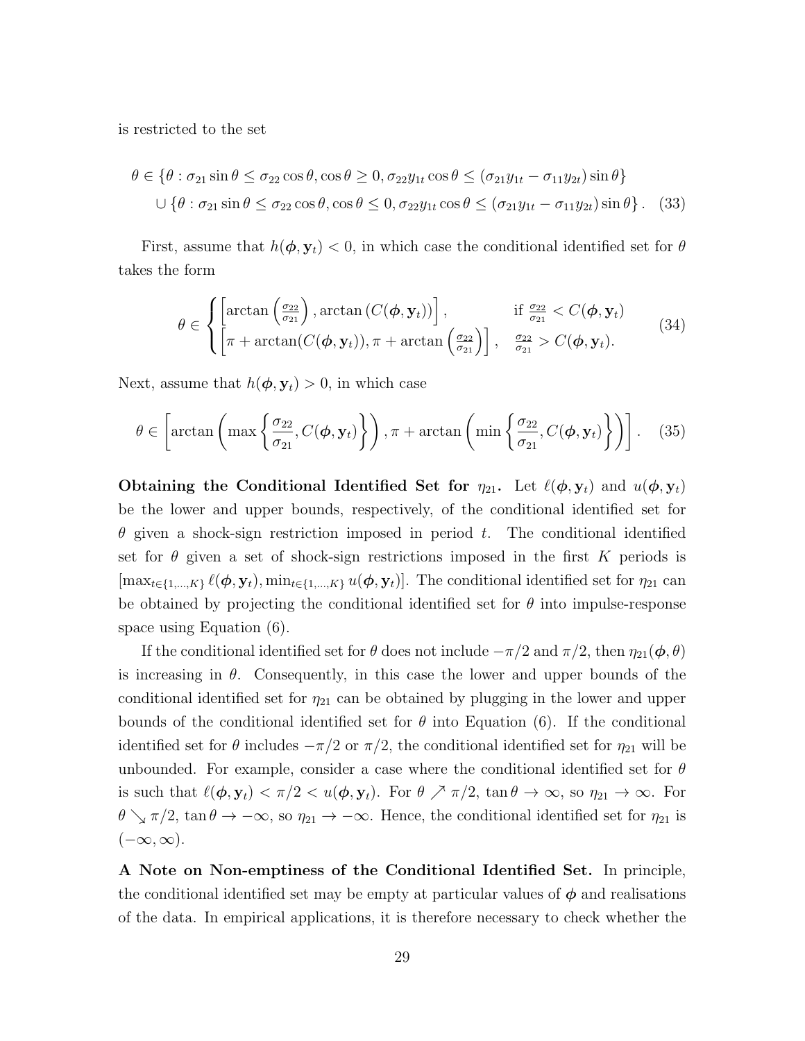is restricted to the set

$$
\begin{aligned}
\theta \in &\{\theta : \sigma_{21} \sin\theta \leq \sigma_{22} \cos\theta, \cos\theta \geq 0, \sigma_{22} y_{1t} \cos\theta \leq (\sigma_{21} y_{1t} - \sigma_{11} y_{2t}) \sin\theta\} \\
&\cup \{\theta : \sigma_{21} \sin\theta \leq \sigma_{22} \cos\theta, \cos\theta \leq 0, \sigma_{22} y_{1t} \cos\theta \leq (\sigma_{21} y_{1t} - \sigma_{11} y_{2t}) \sin\theta\}. \quad (33)
\end{aligned}
$$

First, assume that $h(\boldsymbol{\phi}, \mathbf{y}_t) < 0$, in which case the conditional identified set for $\theta$ takes the form

$$
\theta \in \begin{cases} \left[\arctan\left(\frac{\sigma_{22}}{\sigma_{21}}\right), \arctan\left(C(\boldsymbol{\phi}, \mathbf{y}_t)\right)\right], & \text{if } \frac{\sigma_{22}}{\sigma_{21}} < C(\boldsymbol{\phi}, \mathbf{y}_t) \\ \left[\pi + \arctan(C(\boldsymbol{\phi}, \mathbf{y}_t)), \pi + \arctan\left(\frac{\sigma_{22}}{\sigma_{21}}\right)\right], & \frac{\sigma_{22}}{\sigma_{21}} > C(\boldsymbol{\phi}, \mathbf{y}_t). \end{cases} \quad (34)
$$

Next, assume that $h(\boldsymbol{\phi}, \mathbf{y}_t) > 0$, in which case

$$
\theta \in \left[\arctan\left(\max\left\{\frac{\sigma_{22}}{\sigma_{21}}, C(\boldsymbol{\phi}, \mathbf{y}_t)\right\}\right), \pi + \arctan\left(\min\left\{\frac{\sigma_{22}}{\sigma_{21}}, C(\boldsymbol{\phi}, \mathbf{y}_t)\right\}\right)\right]. \quad (35)
$$

**Obtaining the Conditional Identified Set for $\eta_{21}$.** Let $\ell(\boldsymbol{\phi}, \mathbf{y}_t)$ and $u(\boldsymbol{\phi}, \mathbf{y}_t)$ be the lower and upper bounds, respectively, of the conditional identified set for $\theta$ given a shock-sign restriction imposed in period $t$. The conditional identified set for $\theta$ given a set of shock-sign restrictions imposed in the first $K$ periods is $[\max_{t \in \{1,\ldots,K\}} \ell(\boldsymbol{\phi}, \mathbf{y}_t), \min_{t \in \{1,\ldots,K\}} u(\boldsymbol{\phi}, \mathbf{y}_t)]$. The conditional identified set for $\eta_{21}$ can be obtained by projecting the conditional identified set for $\theta$ into impulse-response space using Equation (6).

If the conditional identified set for $\theta$ does not include $-\pi/2$ and $\pi/2$, then $\eta_{21}(\boldsymbol{\phi}, \theta)$ is increasing in $\theta$. Consequently, in this case the lower and upper bounds of the conditional identified set for $\eta_{21}$ can be obtained by plugging in the lower and upper bounds of the conditional identified set for $\theta$ into Equation (6). If the conditional identified set for $\theta$ includes $-\pi/2$ or $\pi/2$, the conditional identified set for $\eta_{21}$ will be unbounded. For example, consider a case where the conditional identified set for $\theta$ is such that $\ell(\boldsymbol{\phi}, \mathbf{y}_t) < \pi/2 < u(\boldsymbol{\phi}, \mathbf{y}_t)$. For $\theta \nearrow \pi/2$, $\tan\theta \to \infty$, so $\eta_{21} \to \infty$. For $\theta \searrow \pi/2$, $\tan\theta \to -\infty$, so $\eta_{21} \to -\infty$. Hence, the conditional identified set for $\eta_{21}$ is $(-\infty, \infty)$.

**A Note on Non-emptiness of the Conditional Identified Set.** In principle, the conditional identified set may be empty at particular values of $\boldsymbol{\phi}$ and realisations of the data. In empirical applications, it is therefore necessary to check whether the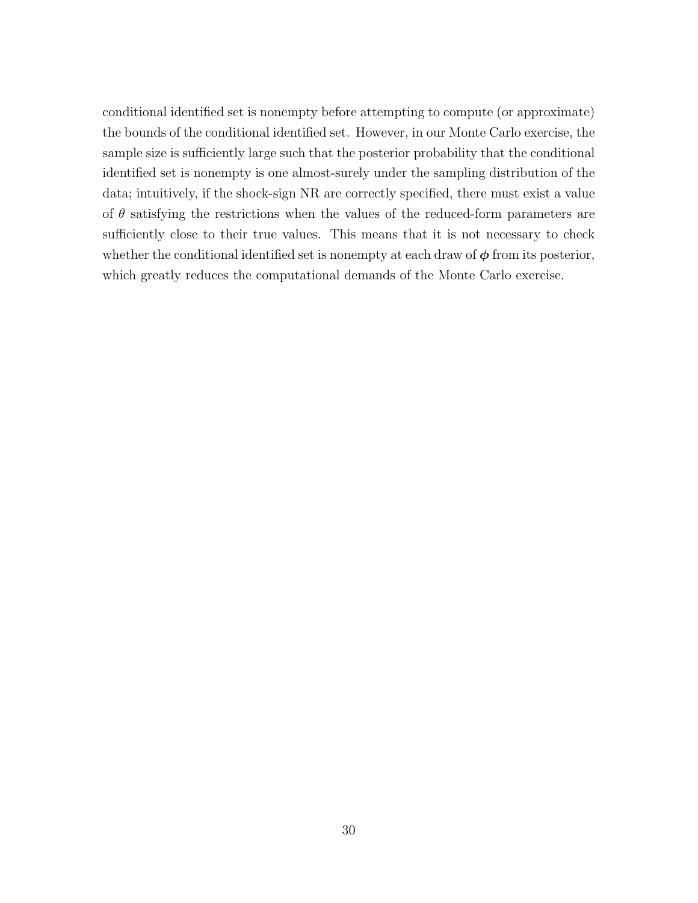conditional identified set is nonempty before attempting to compute (or approximate) the bounds of the conditional identified set. However, in our Monte Carlo exercise, the sample size is sufficiently large such that the posterior probability that the conditional identified set is nonempty is one almost-surely under the sampling distribution of the data; intuitively, if the shock-sign NR are correctly specified, there must exist a value of $\theta$ satisfying the restrictions when the values of the reduced-form parameters are sufficiently close to their true values. This means that it is not necessary to check whether the conditional identified set is nonempty at each draw of $\boldsymbol{\phi}$ from its posterior, which greatly reduces the computational demands of the Monte Carlo exercise.